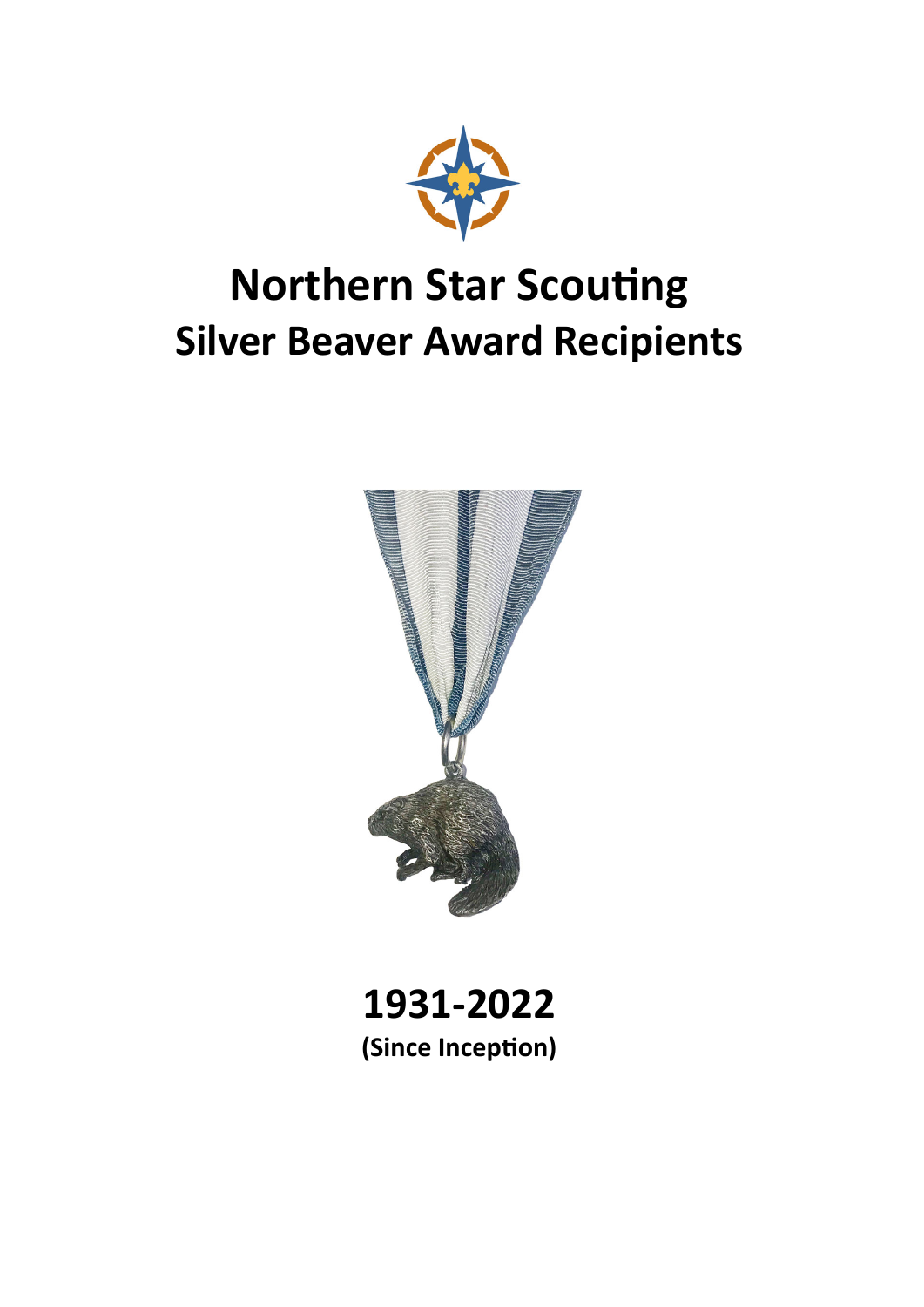# Northern Star Scouting
## Silver Beaver Award Recipients

**1931-2022**

**(Since Inception)**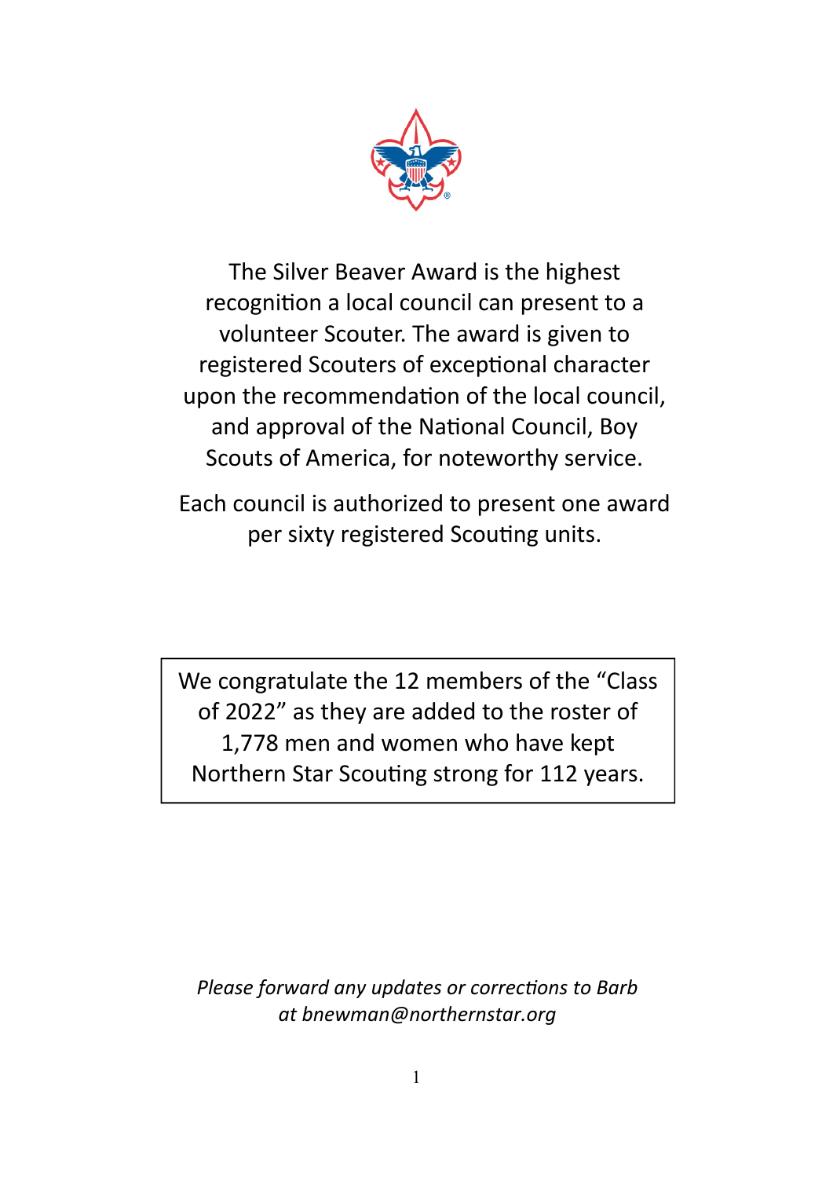The Silver Beaver Award is the highest recognition a local council can present to a volunteer Scouter. The award is given to registered Scouters of exceptional character upon the recommendation of the local council, and approval of the National Council, Boy Scouts of America, for noteworthy service.

Each council is authorized to present one award per sixty registered Scouting units.

We congratulate the 12 members of the "Class of 2022" as they are added to the roster of 1,778 men and women who have kept Northern Star Scouting strong for 112 years.

*Please forward any updates or corrections to Barb at bnewman@northernstar.org*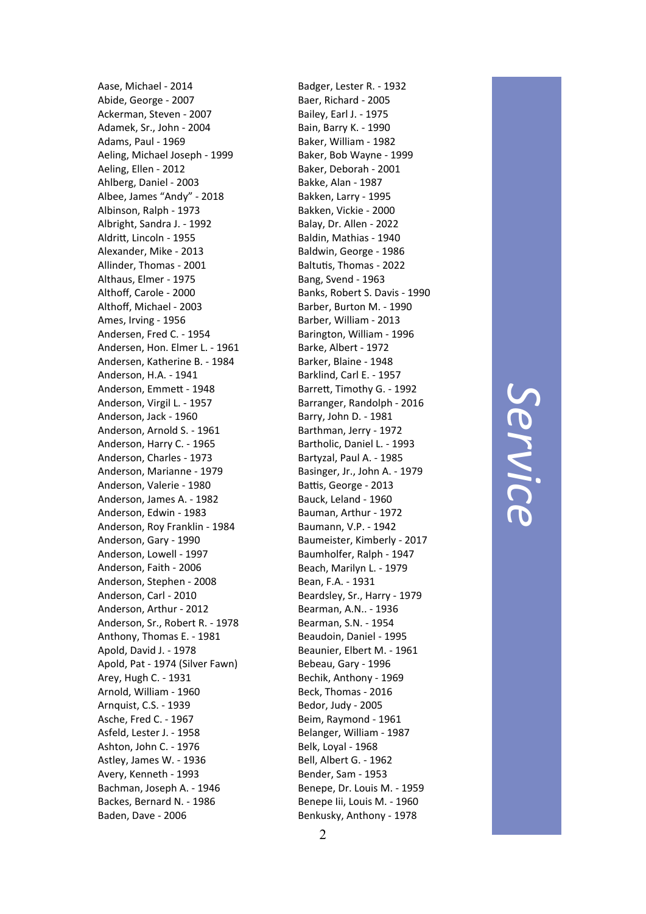Aase, Michael - 2014
Abide, George - 2007
Ackerman, Steven - 2007
Adamek, Sr., John - 2004
Adams, Paul - 1969
Aeling, Michael Joseph - 1999
Aeling, Ellen - 2012
Ahlberg, Daniel - 2003
Albee, James “Andy” - 2018
Albinson, Ralph - 1973
Albright, Sandra J. - 1992
Aldritt, Lincoln - 1955
Alexander, Mike - 2013
Allinder, Thomas - 2001
Althaus, Elmer - 1975
Althoff, Carole - 2000
Althoff, Michael - 2003
Ames, Irving - 1956
Andersen, Fred C. - 1954
Andersen, Hon. Elmer L. - 1961
Andersen, Katherine B. - 1984
Anderson, H.A. - 1941
Anderson, Emmett - 1948
Anderson, Virgil L. - 1957
Anderson, Jack - 1960
Anderson, Arnold S. - 1961
Anderson, Harry C. - 1965
Anderson, Charles - 1973
Anderson, Marianne - 1979
Anderson, Valerie - 1980
Anderson, James A. - 1982
Anderson, Edwin - 1983
Anderson, Roy Franklin - 1984
Anderson, Gary - 1990
Anderson, Lowell - 1997
Anderson, Faith - 2006
Anderson, Stephen - 2008
Anderson, Carl - 2010
Anderson, Arthur - 2012
Anderson, Sr., Robert R. - 1978
Anthony, Thomas E. - 1981
Apold, David J. - 1978
Apold, Pat - 1974 (Silver Fawn)
Arey, Hugh C. - 1931
Arnold, William - 1960
Arnquist, C.S. - 1939
Asche, Fred C. - 1967
Asfeld, Lester J. - 1958
Ashton, John C. - 1976
Astley, James W. - 1936
Avery, Kenneth - 1993
Bachman, Joseph A. - 1946
Backes, Bernard N. - 1986
Baden, Dave - 2006
Badger, Lester R. - 1932
Baer, Richard - 2005
Bailey, Earl J. - 1975
Bain, Barry K. - 1990
Baker, William - 1982
Baker, Bob Wayne - 1999
Baker, Deborah - 2001
Bakke, Alan - 1987
Bakken, Larry - 1995
Bakken, Vickie - 2000
Balay, Dr. Allen - 2022
Baldin, Mathias - 1940
Baldwin, George - 1986
Baltutis, Thomas - 2022
Bang, Svend - 1963
Banks, Robert S. Davis - 1990
Barber, Burton M. - 1990
Barber, William - 2013
Barington, William - 1996
Barke, Albert - 1972
Barker, Blaine - 1948
Barklind, Carl E. - 1957
Barrett, Timothy G. - 1992
Barranger, Randolph - 2016
Barry, John D. - 1981
Barthman, Jerry - 1972
Bartholic, Daniel L. - 1993
Bartyzal, Paul A. - 1985
Basinger, Jr., John A. - 1979
Battis, George - 2013
Bauck, Leland - 1960
Bauman, Arthur - 1972
Baumann, V.P. - 1942
Baumeister, Kimberly - 2017
Baumholfer, Ralph - 1947
Beach, Marilyn L. - 1979
Bean, F.A. - 1931
Beardsley, Sr., Harry - 1979
Bearman, A.N.. - 1936
Bearman, S.N. - 1954
Beaudoin, Daniel - 1995
Beaunier, Elbert M. - 1961
Bebeau, Gary - 1996
Bechik, Anthony - 1969
Beck, Thomas - 2016
Bedor, Judy - 2005
Beim, Raymond - 1961
Belanger, William - 1987
Belk, Loyal - 1968
Bell, Albert G. - 1962
Bender, Sam - 1953
Benepe, Dr. Louis M. - 1959
Benepe Iii, Louis M. - 1960
Benkusky, Anthony - 1978

Service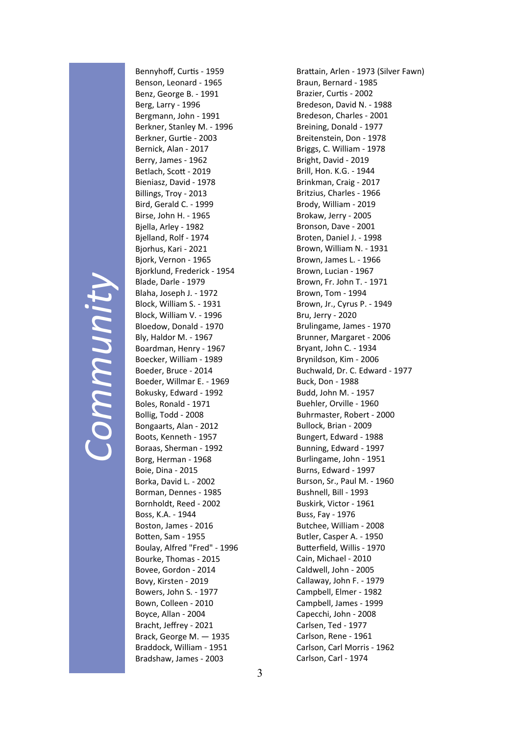# Community

Bennyhoff, Curtis - 1959
Benson, Leonard - 1965
Benz, George B. - 1991
Berg, Larry - 1996
Bergmann, John - 1991
Berkner, Stanley M. - 1996
Berkner, Gurtie - 2003
Bernick, Alan - 2017
Berry, James - 1962
Betlach, Scott - 2019
Bieniasz, David - 1978
Billings, Troy - 2013
Bird, Gerald C. - 1999
Birse, John H. - 1965
Bjella, Arley - 1982
Bjelland, Rolf - 1974
Bjorhus, Kari - 2021
Bjork, Vernon - 1965
Bjorklund, Frederick - 1954
Blade, Darle - 1979
Blaha, Joseph J. - 1972
Block, William S. - 1931
Block, William V. - 1996
Bloedow, Donald - 1970
Bly, Haldor M. - 1967
Boardman, Henry - 1967
Boecker, William - 1989
Boeder, Bruce - 2014
Boeder, Willmar E. - 1969
Bokusky, Edward - 1992
Boles, Ronald - 1971
Bollig, Todd - 2008
Bongaarts, Alan - 2012
Boots, Kenneth - 1957
Boraas, Sherman - 1992
Borg, Herman - 1968
Boie, Dina - 2015
Borka, David L. - 2002
Borman, Dennes - 1985
Bornholdt, Reed - 2002
Boss, K.A. - 1944
Boston, James - 2016
Botten, Sam - 1955
Boulay, Alfred "Fred" - 1996
Bourke, Thomas - 2015
Bovee, Gordon - 2014
Bovy, Kirsten - 2019
Bowers, John S. - 1977
Bown, Colleen - 2010
Boyce, Allan - 2004
Bracht, Jeffrey - 2021
Brack, George M. — 1935
Braddock, William - 1951
Bradshaw, James - 2003
Brattain, Arlen - 1973 (Silver Fawn)
Braun, Bernard - 1985
Brazier, Curtis - 2002
Bredeson, David N. - 1988
Bredeson, Charles - 2001
Breining, Donald - 1977
Breitenstein, Don - 1978
Briggs, C. William - 1978
Bright, David - 2019
Brill, Hon. K.G. - 1944
Brinkman, Craig - 2017
Britzius, Charles - 1966
Brody, William - 2019
Brokaw, Jerry - 2005
Bronson, Dave - 2001
Broten, Daniel J. - 1998
Brown, William N. - 1931
Brown, James L. - 1966
Brown, Lucian - 1967
Brown, Fr. John T. - 1971
Brown, Tom - 1994
Brown, Jr., Cyrus P. - 1949
Bru, Jerry - 2020
Brulingame, James - 1970
Brunner, Margaret - 2006
Bryant, John C. - 1934
Brynildson, Kim - 2006
Buchwald, Dr. C. Edward - 1977
Buck, Don - 1988
Budd, John M. - 1957
Buehler, Orville - 1960
Buhrmaster, Robert - 2000
Bullock, Brian - 2009
Bungert, Edward - 1988
Bunning, Edward - 1997
Burlingame, John - 1951
Burns, Edward - 1997
Burson, Sr., Paul M. - 1960
Bushnell, Bill - 1993
Buskirk, Victor - 1961
Buss, Fay - 1976
Butchee, William - 2008
Butler, Casper A. - 1950
Butterfield, Willis - 1970
Cain, Michael - 2010
Caldwell, John - 2005
Callaway, John F. - 1979
Campbell, Elmer - 1982
Campbell, James - 1999
Capecchi, John - 2008
Carlsen, Ted - 1977
Carlson, Rene - 1961
Carlson, Carl Morris - 1962
Carlson, Carl - 1974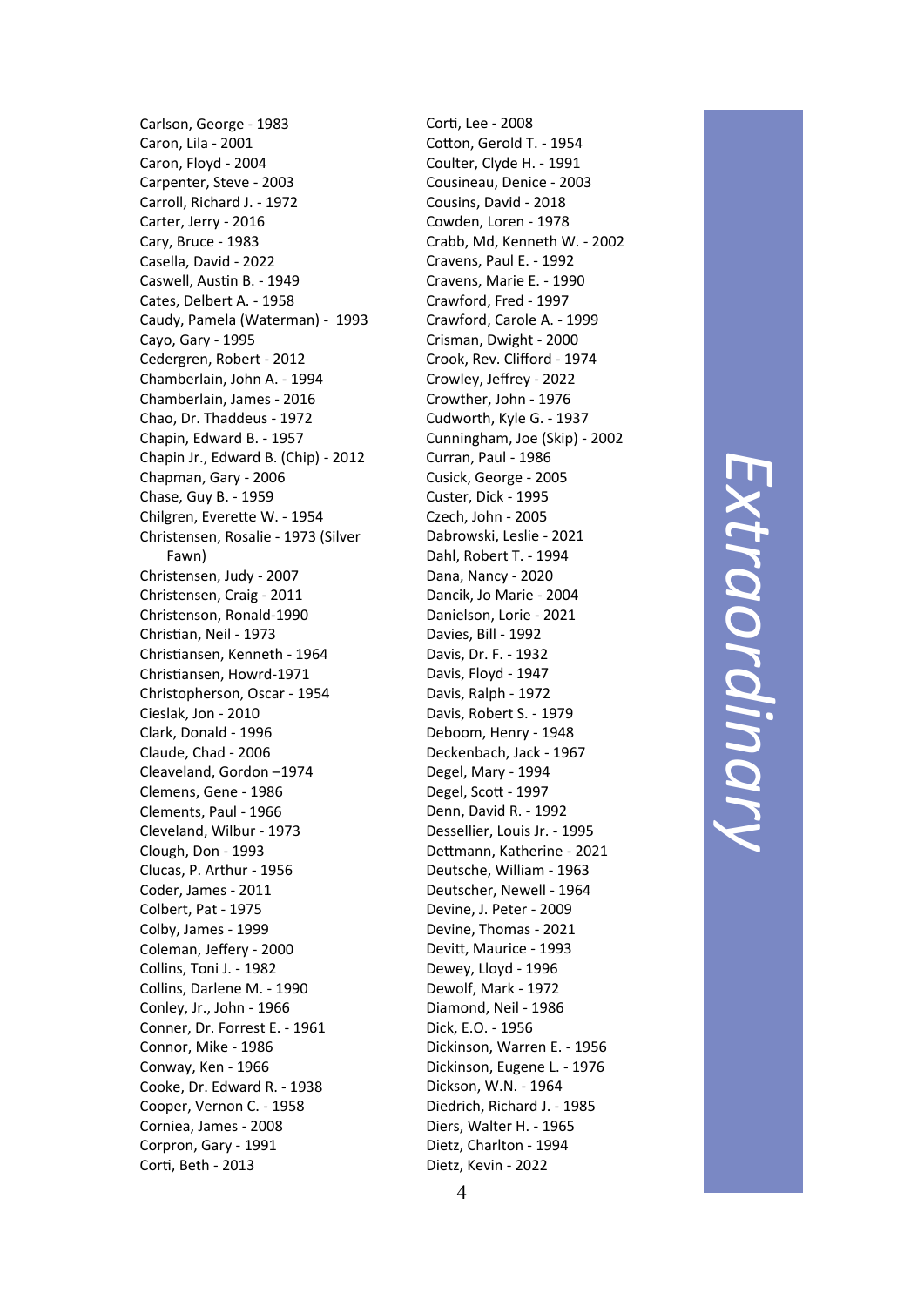Carlson, George - 1983
Caron, Lila - 2001
Caron, Floyd - 2004
Carpenter, Steve - 2003
Carroll, Richard J. - 1972
Carter, Jerry - 2016
Cary, Bruce - 1983
Casella, David - 2022
Caswell, Austin B. - 1949
Cates, Delbert A. - 1958
Caudy, Pamela (Waterman) - 1993
Cayo, Gary - 1995
Cedergren, Robert - 2012
Chamberlain, John A. - 1994
Chamberlain, James - 2016
Chao, Dr. Thaddeus - 1972
Chapin, Edward B. - 1957
Chapin Jr., Edward B. (Chip) - 2012
Chapman, Gary - 2006
Chase, Guy B. - 1959
Chilgren, Everette W. - 1954
Christensen, Rosalie - 1973 (Silver Fawn)
Christensen, Judy - 2007
Christensen, Craig - 2011
Christenson, Ronald-1990
Christian, Neil - 1973
Christiansen, Kenneth - 1964
Christiansen, Howrd-1971
Christopherson, Oscar - 1954
Cieslak, Jon - 2010
Clark, Donald - 1996
Claude, Chad - 2006
Cleaveland, Gordon –1974
Clemens, Gene - 1986
Clements, Paul - 1966
Cleveland, Wilbur - 1973
Clough, Don - 1993
Clucas, P. Arthur - 1956
Coder, James - 2011
Colbert, Pat - 1975
Colby, James - 1999
Coleman, Jeffery - 2000
Collins, Toni J. - 1982
Collins, Darlene M. - 1990
Conley, Jr., John - 1966
Conner, Dr. Forrest E. - 1961
Connor, Mike - 1986
Conway, Ken - 1966
Cooke, Dr. Edward R. - 1938
Cooper, Vernon C. - 1958
Corniea, James - 2008
Corpron, Gary - 1991
Corti, Beth - 2013
Corti, Lee - 2008
Cotton, Gerold T. - 1954
Coulter, Clyde H. - 1991
Cousineau, Denice - 2003
Cousins, David - 2018
Cowden, Loren - 1978
Crabb, Md, Kenneth W. - 2002
Cravens, Paul E. - 1992
Cravens, Marie E. - 1990
Crawford, Fred - 1997
Crawford, Carole A. - 1999
Crisman, Dwight - 2000
Crook, Rev. Clifford - 1974
Crowley, Jeffrey - 2022
Crowther, John - 1976
Cudworth, Kyle G. - 1937
Cunningham, Joe (Skip) - 2002
Curran, Paul - 1986
Cusick, George - 2005
Custer, Dick - 1995
Czech, John - 2005
Dabrowski, Leslie - 2021
Dahl, Robert T. - 1994
Dana, Nancy - 2020
Dancik, Jo Marie - 2004
Danielson, Lorie - 2021
Davies, Bill - 1992
Davis, Dr. F. - 1932
Davis, Floyd - 1947
Davis, Ralph - 1972
Davis, Robert S. - 1979
Deboom, Henry - 1948
Deckenbach, Jack - 1967
Degel, Mary - 1994
Degel, Scott - 1997
Denn, David R. - 1992
Dessellier, Louis Jr. - 1995
Dettmann, Katherine - 2021
Deutsche, William - 1963
Deutscher, Newell - 1964
Devine, J. Peter - 2009
Devine, Thomas - 2021
Devitt, Maurice - 1993
Dewey, Lloyd - 1996
Dewolf, Mark - 1972
Diamond, Neil - 1986
Dick, E.O. - 1956
Dickinson, Warren E. - 1956
Dickinson, Eugene L. - 1976
Dickson, W.N. - 1964
Diedrich, Richard J. - 1985
Diers, Walter H. - 1965
Dietz, Charlton - 1994
Dietz, Kevin - 2022

*Extraordinary*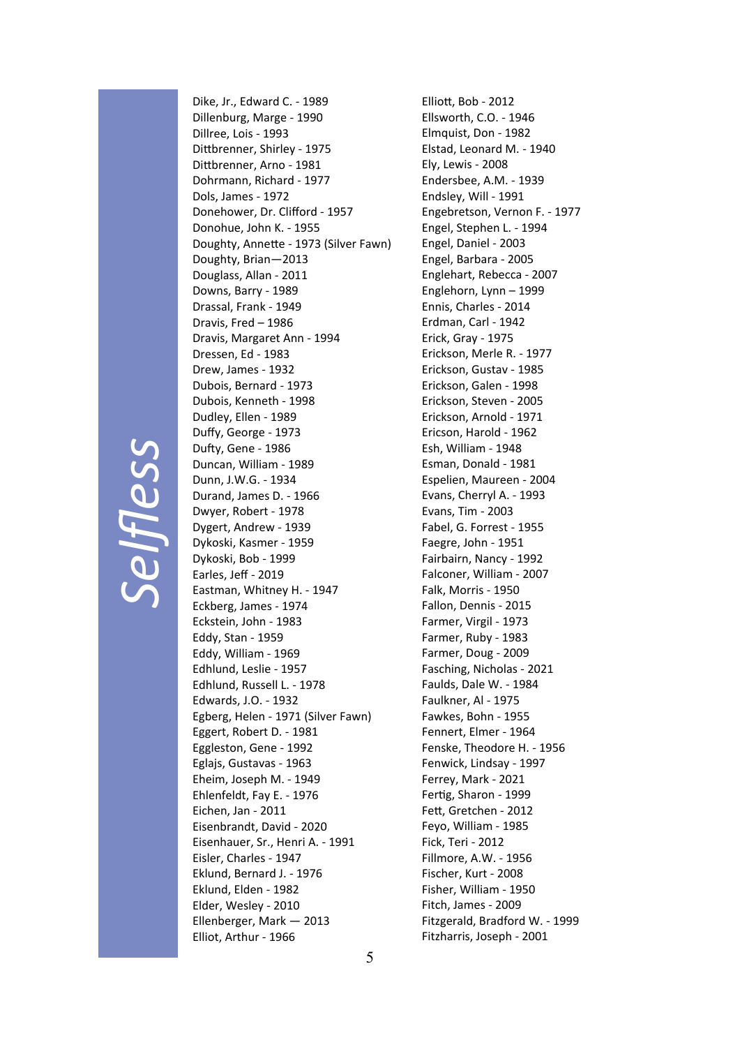Dike, Jr., Edward C. - 1989
Dillenburg, Marge - 1990
Dillree, Lois - 1993
Dittbrenner, Shirley - 1975
Dittbrenner, Arno - 1981
Dohrmann, Richard - 1977
Dols, James - 1972
Donehower, Dr. Clifford - 1957
Donohue, John K. - 1955
Doughty, Annette - 1973 (Silver Fawn)
Doughty, Brian—2013
Douglass, Allan - 2011
Downs, Barry - 1989
Drassal, Frank - 1949
Dravis, Fred – 1986
Dravis, Margaret Ann - 1994
Dressen, Ed - 1983
Drew, James - 1932
Dubois, Bernard - 1973
Dubois, Kenneth - 1998
Dudley, Ellen - 1989
Duffy, George - 1973
Dufty, Gene - 1986
Duncan, William - 1989
Dunn, J.W.G. - 1934
Durand, James D. - 1966
Dwyer, Robert - 1978
Dygert, Andrew - 1939
Dykoski, Kasmer - 1959
Dykoski, Bob - 1999
Earles, Jeff - 2019
Eastman, Whitney H. - 1947
Eckberg, James - 1974
Eckstein, John - 1983
Eddy, Stan - 1959
Eddy, William - 1969
Edhlund, Leslie - 1957
Edhlund, Russell L. - 1978
Edwards, J.O. - 1932
Egberg, Helen - 1971 (Silver Fawn)
Eggert, Robert D. - 1981
Eggleston, Gene - 1992
Eglajs, Gustavas - 1963
Eheim, Joseph M. - 1949
Ehlenfeldt, Fay E. - 1976
Eichen, Jan - 2011
Eisenbrandt, David - 2020
Eisenhauer, Sr., Henri A. - 1991
Eisler, Charles - 1947
Eklund, Bernard J. - 1976
Eklund, Elden - 1982
Elder, Wesley - 2010
Ellenberger, Mark — 2013
Elliot, Arthur - 1966
Elliott, Bob - 2012
Ellsworth, C.O. - 1946
Elmquist, Don - 1982
Elstad, Leonard M. - 1940
Ely, Lewis - 2008
Endersbee, A.M. - 1939
Endsley, Will - 1991
Engebretson, Vernon F. - 1977
Engel, Stephen L. - 1994
Engel, Daniel - 2003
Engel, Barbara - 2005
Englehart, Rebecca - 2007
Englehorn, Lynn – 1999
Ennis, Charles - 2014
Erdman, Carl - 1942
Erick, Gray - 1975
Erickson, Merle R. - 1977
Erickson, Gustav - 1985
Erickson, Galen - 1998
Erickson, Steven - 2005
Erickson, Arnold - 1971
Ericson, Harold - 1962
Esh, William - 1948
Esman, Donald - 1981
Espelien, Maureen - 2004
Evans, Cherryl A. - 1993
Evans, Tim - 2003
Fabel, G. Forrest - 1955
Faegre, John - 1951
Fairbairn, Nancy - 1992
Falconer, William - 2007
Falk, Morris - 1950
Fallon, Dennis - 2015
Farmer, Virgil - 1973
Farmer, Ruby - 1983
Farmer, Doug - 2009
Fasching, Nicholas - 2021
Faulds, Dale W. - 1984
Faulkner, Al - 1975
Fawkes, Bohn - 1955
Fennert, Elmer - 1964
Fenske, Theodore H. - 1956
Fenwick, Lindsay - 1997
Ferrey, Mark - 2021
Fertig, Sharon - 1999
Fett, Gretchen - 2012
Feyo, William - 1985
Fick, Teri - 2012
Fillmore, A.W. - 1956
Fischer, Kurt - 2008
Fisher, William - 1950
Fitch, James - 2009
Fitzgerald, Bradford W. - 1999
Fitzharris, Joseph - 2001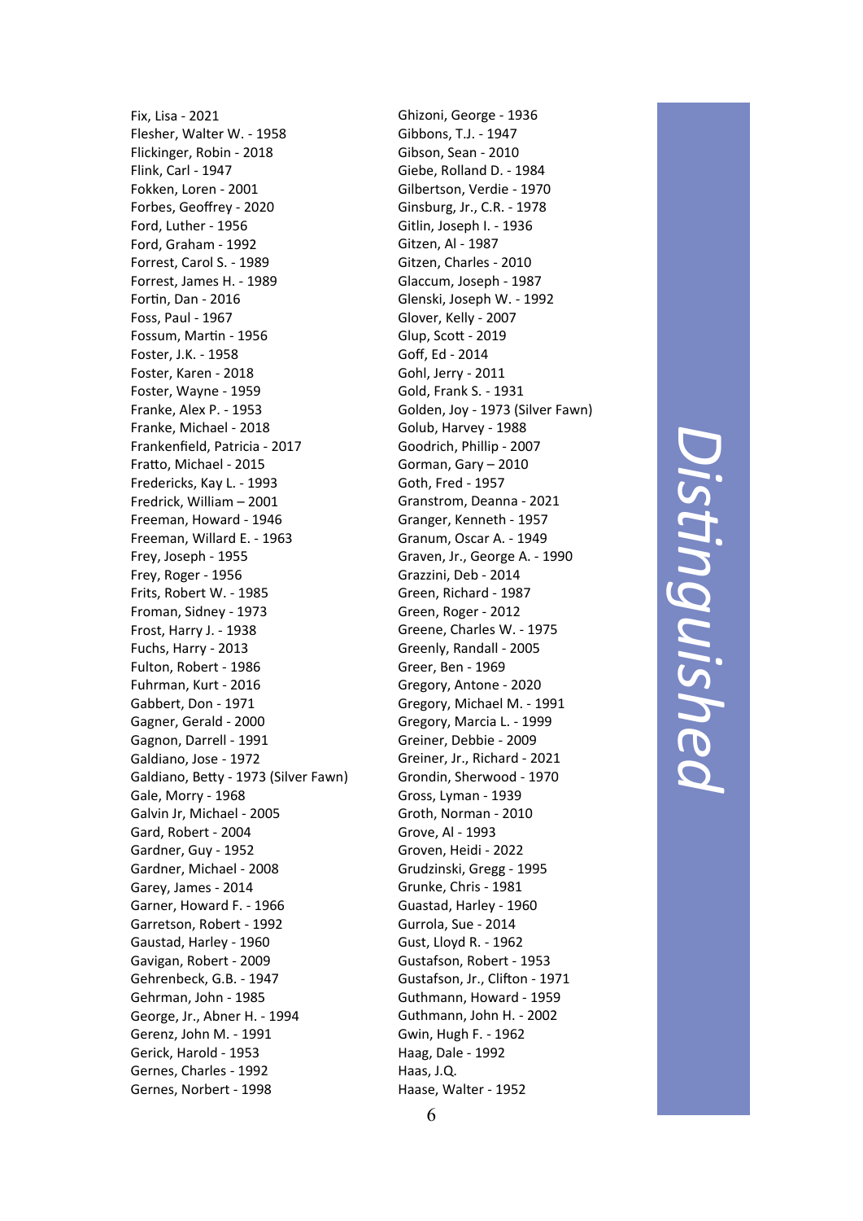Fix, Lisa - 2021
Flesher, Walter W. - 1958
Flickinger, Robin - 2018
Flink, Carl - 1947
Fokken, Loren - 2001
Forbes, Geoffrey - 2020
Ford, Luther - 1956
Ford, Graham - 1992
Forrest, Carol S. - 1989
Forrest, James H. - 1989
Fortin, Dan - 2016
Foss, Paul - 1967
Fossum, Martin - 1956
Foster, J.K. - 1958
Foster, Karen - 2018
Foster, Wayne - 1959
Franke, Alex P. - 1953
Franke, Michael - 2018
Frankenfield, Patricia - 2017
Fratto, Michael - 2015
Fredericks, Kay L. - 1993
Fredrick, William – 2001
Freeman, Howard - 1946
Freeman, Willard E. - 1963
Frey, Joseph - 1955
Frey, Roger - 1956
Frits, Robert W. - 1985
Froman, Sidney - 1973
Frost, Harry J. - 1938
Fuchs, Harry - 2013
Fulton, Robert - 1986
Fuhrman, Kurt - 2016
Gabbert, Don - 1971
Gagner, Gerald - 2000
Gagnon, Darrell - 1991
Galdiano, Jose - 1972
Galdiano, Betty - 1973 (Silver Fawn)
Gale, Morry - 1968
Galvin Jr, Michael - 2005
Gard, Robert - 2004
Gardner, Guy - 1952
Gardner, Michael - 2008
Garey, James - 2014
Garner, Howard F. - 1966
Garretson, Robert - 1992
Gaustad, Harley - 1960
Gavigan, Robert - 2009
Gehrenbeck, G.B. - 1947
Gehrman, John - 1985
George, Jr., Abner H. - 1994
Gerenz, John M. - 1991
Gerick, Harold - 1953
Gernes, Charles - 1992
Gernes, Norbert - 1998
Ghizoni, George - 1936
Gibbons, T.J. - 1947
Gibson, Sean - 2010
Giebe, Rolland D. - 1984
Gilbertson, Verdie - 1970
Ginsburg, Jr., C.R. - 1978
Gitlin, Joseph I. - 1936
Gitzen, Al - 1987
Gitzen, Charles - 2010
Glaccum, Joseph - 1987
Glenski, Joseph W. - 1992
Glover, Kelly - 2007
Glup, Scott - 2019
Goff, Ed - 2014
Gohl, Jerry - 2011
Gold, Frank S. - 1931
Golden, Joy - 1973 (Silver Fawn)
Golub, Harvey - 1988
Goodrich, Phillip - 2007
Gorman, Gary – 2010
Goth, Fred - 1957
Granstrom, Deanna - 2021
Granger, Kenneth - 1957
Granum, Oscar A. - 1949
Graven, Jr., George A. - 1990
Grazzini, Deb - 2014
Green, Richard - 1987
Green, Roger - 2012
Greene, Charles W. - 1975
Greenly, Randall - 2005
Greer, Ben - 1969
Gregory, Antone - 2020
Gregory, Michael M. - 1991
Gregory, Marcia L. - 1999
Greiner, Debbie - 2009
Greiner, Jr., Richard - 2021
Grondin, Sherwood - 1970
Gross, Lyman - 1939
Groth, Norman - 2010
Grove, Al - 1993
Groven, Heidi - 2022
Grudzinski, Gregg - 1995
Grunke, Chris - 1981
Guastad, Harley - 1960
Gurrola, Sue - 2014
Gust, Lloyd R. - 1962
Gustafson, Robert - 1953
Gustafson, Jr., Clifton - 1971
Guthmann, Howard - 1959
Guthmann, John H. - 2002
Gwin, Hugh F. - 1962
Haag, Dale - 1992
Haas, J.Q.
Haase, Walter - 1952

*Distinguished*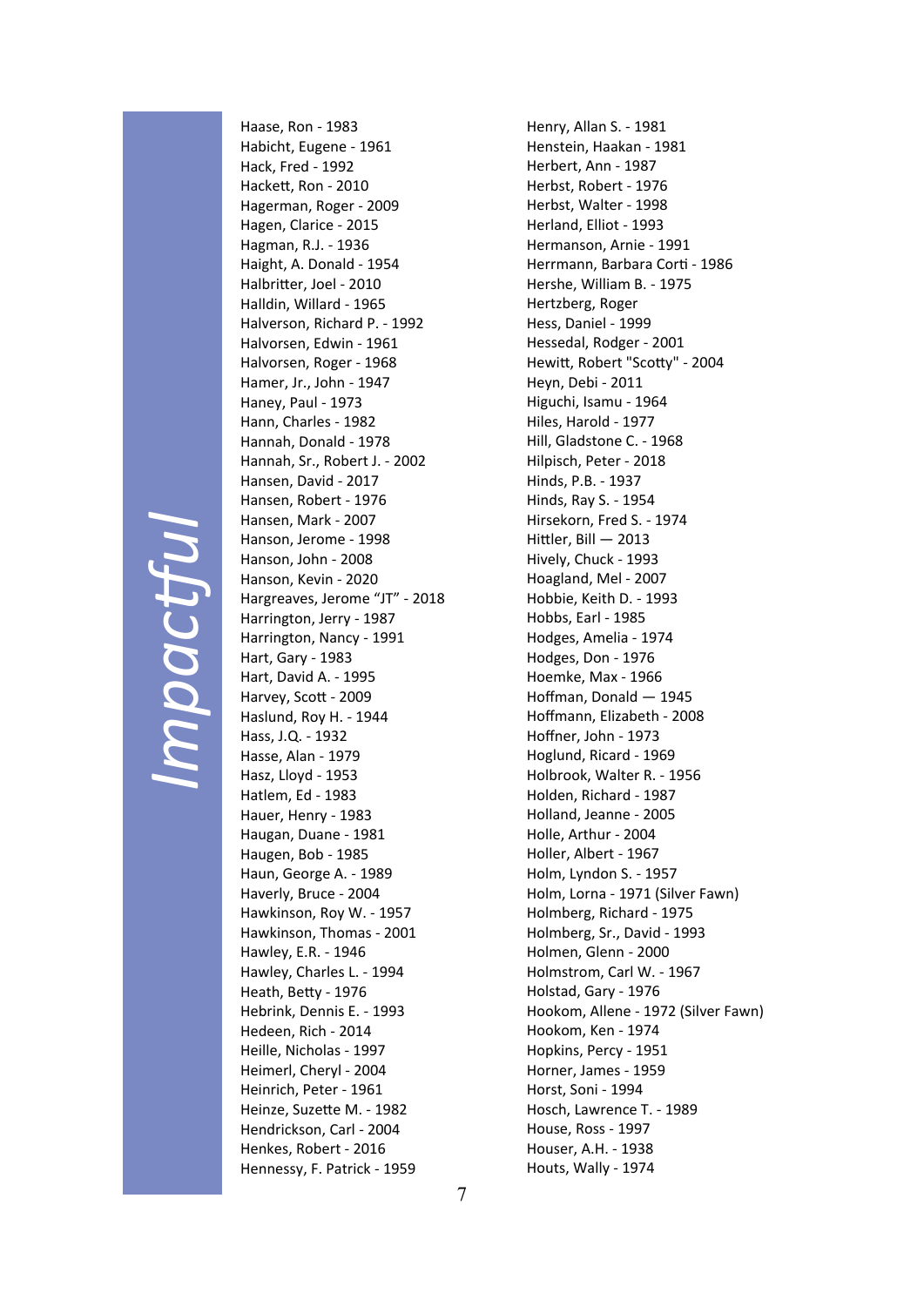*Impactful*

Haase, Ron - 1983
Habicht, Eugene - 1961
Hack, Fred - 1992
Hackett, Ron - 2010
Hagerman, Roger - 2009
Hagen, Clarice - 2015
Hagman, R.J. - 1936
Haight, A. Donald - 1954
Halbritter, Joel - 2010
Halldin, Willard - 1965
Halverson, Richard P. - 1992
Halvorsen, Edwin - 1961
Halvorsen, Roger - 1968
Hamer, Jr., John - 1947
Haney, Paul - 1973
Hann, Charles - 1982
Hannah, Donald - 1978
Hannah, Sr., Robert J. - 2002
Hansen, David - 2017
Hansen, Robert - 1976
Hansen, Mark - 2007
Hanson, Jerome - 1998
Hanson, John - 2008
Hanson, Kevin - 2020
Hargreaves, Jerome "JT" - 2018
Harrington, Jerry - 1987
Harrington, Nancy - 1991
Hart, Gary - 1983
Hart, David A. - 1995
Harvey, Scott - 2009
Haslund, Roy H. - 1944
Hass, J.Q. - 1932
Hasse, Alan - 1979
Hasz, Lloyd - 1953
Hatlem, Ed - 1983
Hauer, Henry - 1983
Haugan, Duane - 1981
Haugen, Bob - 1985
Haun, George A. - 1989
Haverly, Bruce - 2004
Hawkinson, Roy W. - 1957
Hawkinson, Thomas - 2001
Hawley, E.R. - 1946
Hawley, Charles L. - 1994
Heath, Betty - 1976
Hebrink, Dennis E. - 1993
Hedeen, Rich - 2014
Heille, Nicholas - 1997
Heimerl, Cheryl - 2004
Heinrich, Peter - 1961
Heinze, Suzette M. - 1982
Hendrickson, Carl - 2004
Henkes, Robert - 2016
Hennessy, F. Patrick - 1959
Henry, Allan S. - 1981
Henstein, Haakan - 1981
Herbert, Ann - 1987
Herbst, Robert - 1976
Herbst, Walter - 1998
Herland, Elliot - 1993
Hermanson, Arnie - 1991
Herrmann, Barbara Corti - 1986
Hershe, William B. - 1975
Hertzberg, Roger
Hess, Daniel - 1999
Hessedal, Rodger - 2001
Hewitt, Robert "Scotty" - 2004
Heyn, Debi - 2011
Higuchi, Isamu - 1964
Hiles, Harold - 1977
Hill, Gladstone C. - 1968
Hilpisch, Peter - 2018
Hinds, P.B. - 1937
Hinds, Ray S. - 1954
Hirsekorn, Fred S. - 1974
Hittler, Bill — 2013
Hively, Chuck - 1993
Hoagland, Mel - 2007
Hobbie, Keith D. - 1993
Hobbs, Earl - 1985
Hodges, Amelia - 1974
Hodges, Don - 1976
Hoemke, Max - 1966
Hoffman, Donald — 1945
Hoffmann, Elizabeth - 2008
Hoffner, John - 1973
Hoglund, Ricard - 1969
Holbrook, Walter R. - 1956
Holden, Richard - 1987
Holland, Jeanne - 2005
Holle, Arthur - 2004
Holler, Albert - 1967
Holm, Lyndon S. - 1957
Holm, Lorna - 1971 (Silver Fawn)
Holmberg, Richard - 1975
Holmberg, Sr., David - 1993
Holmen, Glenn - 2000
Holmstrom, Carl W. - 1967
Holstad, Gary - 1976
Hookom, Allene - 1972 (Silver Fawn)
Hookom, Ken - 1974
Hopkins, Percy - 1951
Horner, James - 1959
Horst, Soni - 1994
Hosch, Lawrence T. - 1989
House, Ross - 1997
Houser, A.H. - 1938
Houts, Wally - 1974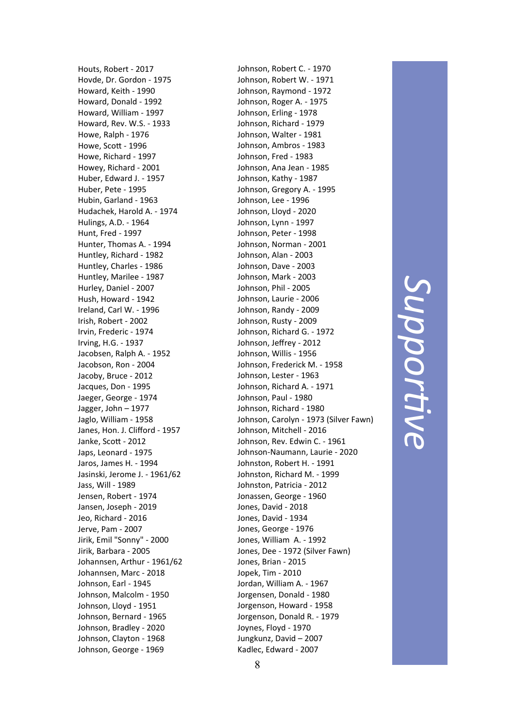Houts, Robert - 2017
Hovde, Dr. Gordon - 1975
Howard, Keith - 1990
Howard, Donald - 1992
Howard, William - 1997
Howard, Rev. W.S. - 1933
Howe, Ralph - 1976
Howe, Scott - 1996
Howe, Richard - 1997
Howey, Richard - 2001
Huber, Edward J. - 1957
Huber, Pete - 1995
Hubin, Garland - 1963
Hudachek, Harold A. - 1974
Hulings, A.D. - 1964
Hunt, Fred - 1997
Hunter, Thomas A. - 1994
Huntley, Richard - 1982
Huntley, Charles - 1986
Huntley, Marilee - 1987
Hurley, Daniel - 2007
Hush, Howard - 1942
Ireland, Carl W. - 1996
Irish, Robert - 2002
Irvin, Frederic - 1974
Irving, H.G. - 1937
Jacobsen, Ralph A. - 1952
Jacobson, Ron - 2004
Jacoby, Bruce - 2012
Jacques, Don - 1995
Jaeger, George - 1974
Jagger, John – 1977
Jaglo, William - 1958
Janes, Hon. J. Clifford - 1957
Janke, Scott - 2012
Japs, Leonard - 1975
Jaros, James H. - 1994
Jasinski, Jerome J. - 1961/62
Jass, Will - 1989
Jensen, Robert - 1974
Jansen, Joseph - 2019
Jeo, Richard - 2016
Jerve, Pam - 2007
Jirik, Emil "Sonny" - 2000
Jirik, Barbara - 2005
Johannsen, Arthur - 1961/62
Johannsen, Marc - 2018
Johnson, Earl - 1945
Johnson, Malcolm - 1950
Johnson, Lloyd - 1951
Johnson, Bernard - 1965
Johnson, Bradley - 2020
Johnson, Clayton - 1968
Johnson, George - 1969
Johnson, Robert C. - 1970
Johnson, Robert W. - 1971
Johnson, Raymond - 1972
Johnson, Roger A. - 1975
Johnson, Erling - 1978
Johnson, Richard - 1979
Johnson, Walter - 1981
Johnson, Ambros - 1983
Johnson, Fred - 1983
Johnson, Ana Jean - 1985
Johnson, Kathy - 1987
Johnson, Gregory A. - 1995
Johnson, Lee - 1996
Johnson, Lloyd - 2020
Johnson, Lynn - 1997
Johnson, Peter - 1998
Johnson, Norman - 2001
Johnson, Alan - 2003
Johnson, Dave - 2003
Johnson, Mark - 2003
Johnson, Phil - 2005
Johnson, Laurie - 2006
Johnson, Randy - 2009
Johnson, Rusty - 2009
Johnson, Richard G. - 1972
Johnson, Jeffrey - 2012
Johnson, Willis - 1956
Johnson, Frederick M. - 1958
Johnson, Lester - 1963
Johnson, Richard A. - 1971
Johnson, Paul - 1980
Johnson, Richard - 1980
Johnson, Carolyn - 1973 (Silver Fawn)
Johnson, Mitchell - 2016
Johnson, Rev. Edwin C. - 1961
Johnson-Naumann, Laurie - 2020
Johnston, Robert H. - 1991
Johnston, Richard M. - 1999
Johnston, Patricia - 2012
Jonassen, George - 1960
Jones, David - 2018
Jones, David - 1934
Jones, George - 1976
Jones, William A. - 1992
Jones, Dee - 1972 (Silver Fawn)
Jones, Brian - 2015
Jopek, Tim - 2010
Jordan, William A. - 1967
Jorgensen, Donald - 1980
Jorgenson, Howard - 1958
Jorgenson, Donald R. - 1979
Joynes, Floyd - 1970
Jungkunz, David – 2007
Kadlec, Edward - 2007

*Supportive*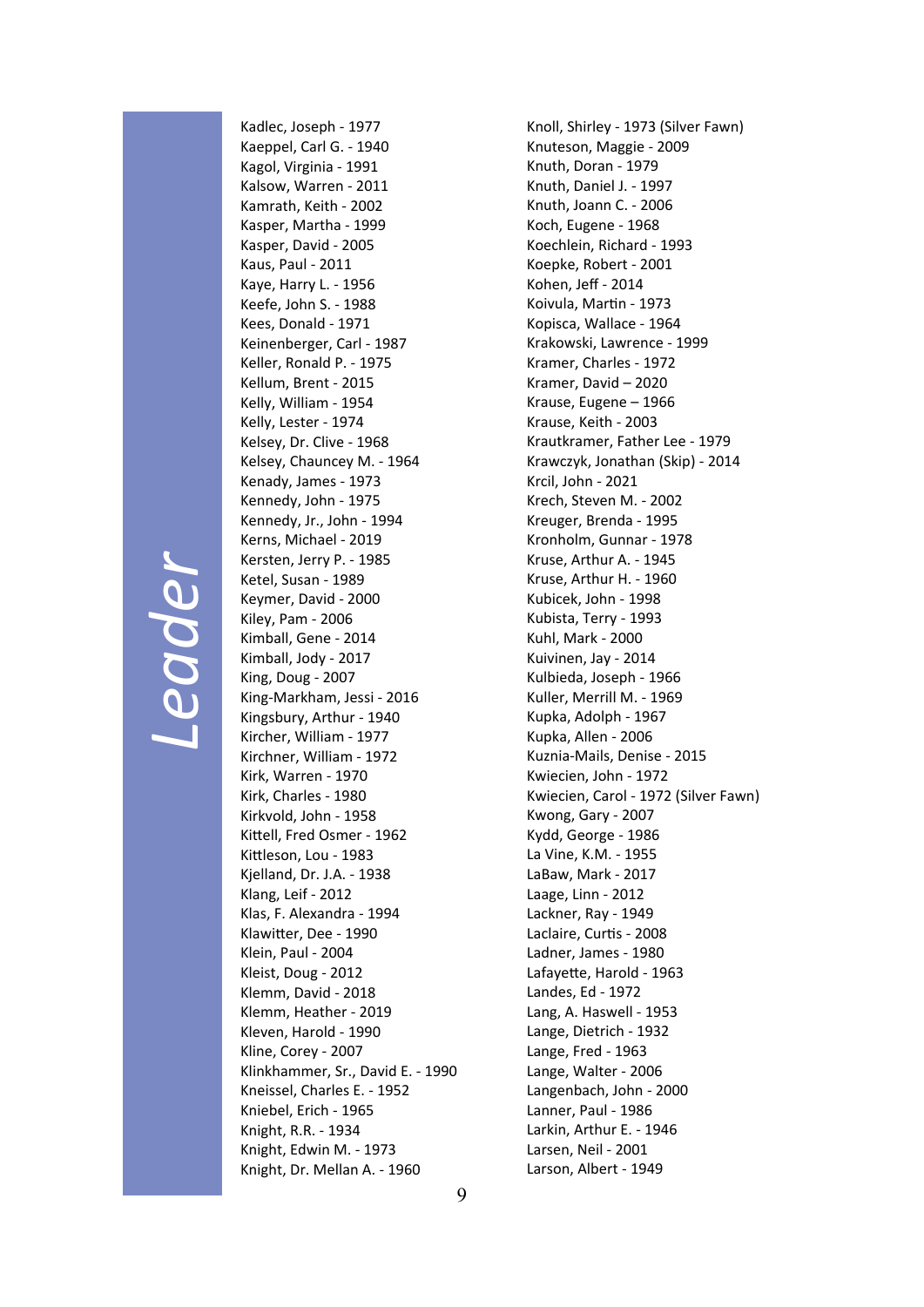*Leader*

Kadlec, Joseph - 1977
Kaeppel, Carl G. - 1940
Kagol, Virginia - 1991
Kalsow, Warren - 2011
Kamrath, Keith - 2002
Kasper, Martha - 1999
Kasper, David - 2005
Kaus, Paul - 2011
Kaye, Harry L. - 1956
Keefe, John S. - 1988
Kees, Donald - 1971
Keinenberger, Carl - 1987
Keller, Ronald P. - 1975
Kellum, Brent - 2015
Kelly, William - 1954
Kelly, Lester - 1974
Kelsey, Dr. Clive - 1968
Kelsey, Chauncey M. - 1964
Kenady, James - 1973
Kennedy, John - 1975
Kennedy, Jr., John - 1994
Kerns, Michael - 2019
Kersten, Jerry P. - 1985
Ketel, Susan - 1989
Keymer, David - 2000
Kiley, Pam - 2006
Kimball, Gene - 2014
Kimball, Jody - 2017
King, Doug - 2007
King-Markham, Jessi - 2016
Kingsbury, Arthur - 1940
Kircher, William - 1977
Kirchner, William - 1972
Kirk, Warren - 1970
Kirk, Charles - 1980
Kirkvold, John - 1958
Kittell, Fred Osmer - 1962
Kittleson, Lou - 1983
Kjelland, Dr. J.A. - 1938
Klang, Leif - 2012
Klas, F. Alexandra - 1994
Klawitter, Dee - 1990
Klein, Paul - 2004
Kleist, Doug - 2012
Klemm, David - 2018
Klemm, Heather - 2019
Kleven, Harold - 1990
Kline, Corey - 2007
Klinkhammer, Sr., David E. - 1990
Kneissel, Charles E. - 1952
Kniebel, Erich - 1965
Knight, R.R. - 1934
Knight, Edwin M. - 1973
Knight, Dr. Mellan A. - 1960
Knoll, Shirley - 1973 (Silver Fawn)
Knuteson, Maggie - 2009
Knuth, Doran - 1979
Knuth, Daniel J. - 1997
Knuth, Joann C. - 2006
Koch, Eugene - 1968
Koechlein, Richard - 1993
Koepke, Robert - 2001
Kohen, Jeff - 2014
Koivula, Martin - 1973
Kopisca, Wallace - 1964
Krakowski, Lawrence - 1999
Kramer, Charles - 1972
Kramer, David – 2020
Krause, Eugene – 1966
Krause, Keith - 2003
Krautkramer, Father Lee - 1979
Krawczyk, Jonathan (Skip) - 2014
Krcil, John - 2021
Krech, Steven M. - 2002
Kreuger, Brenda - 1995
Kronholm, Gunnar - 1978
Kruse, Arthur A. - 1945
Kruse, Arthur H. - 1960
Kubicek, John - 1998
Kubista, Terry - 1993
Kuhl, Mark - 2000
Kuivinen, Jay - 2014
Kulbieda, Joseph - 1966
Kuller, Merrill M. - 1969
Kupka, Adolph - 1967
Kupka, Allen - 2006
Kuznia-Mails, Denise - 2015
Kwiecien, John - 1972
Kwiecien, Carol - 1972 (Silver Fawn)
Kwong, Gary - 2007
Kydd, George - 1986
La Vine, K.M. - 1955
LaBaw, Mark - 2017
Laage, Linn - 2012
Lackner, Ray - 1949
Laclaire, Curtis - 2008
Ladner, James - 1980
Lafayette, Harold - 1963
Landes, Ed - 1972
Lang, A. Haswell - 1953
Lange, Dietrich - 1932
Lange, Fred - 1963
Lange, Walter - 2006
Langenbach, John - 2000
Lanner, Paul - 1986
Larkin, Arthur E. - 1946
Larsen, Neil - 2001
Larson, Albert - 1949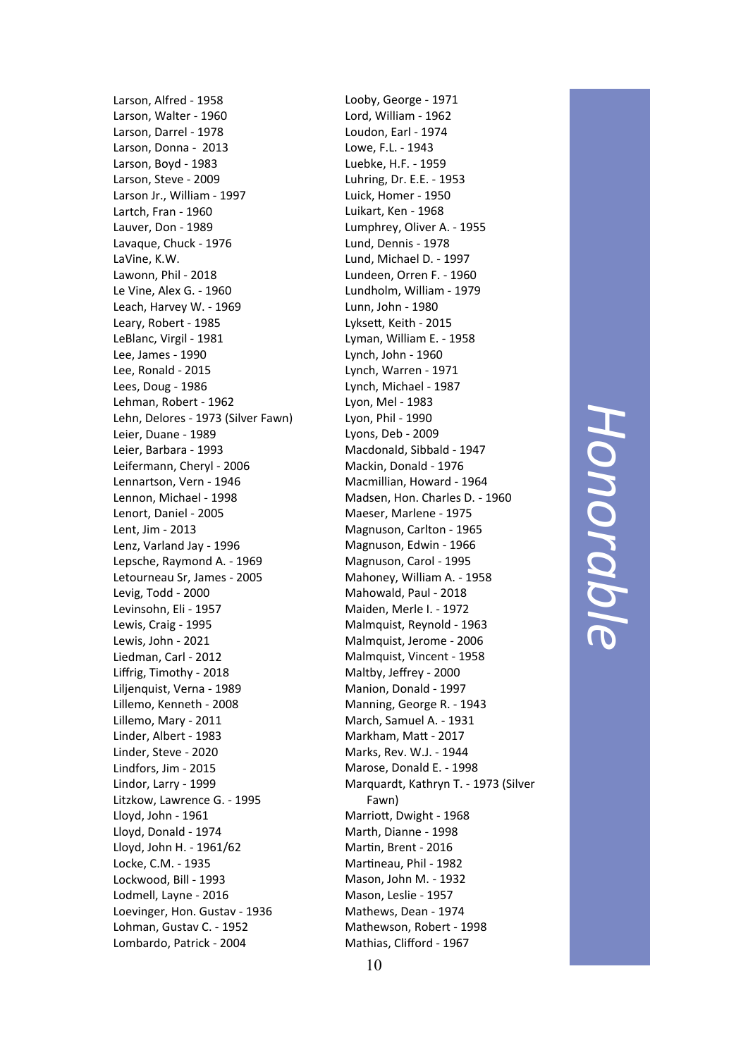Larson, Alfred - 1958
Larson, Walter - 1960
Larson, Darrel - 1978
Larson, Donna - 2013
Larson, Boyd - 1983
Larson, Steve - 2009
Larson Jr., William - 1997
Lartch, Fran - 1960
Lauver, Don - 1989
Lavaque, Chuck - 1976
LaVine, K.W.
Lawonn, Phil - 2018
Le Vine, Alex G. - 1960
Leach, Harvey W. - 1969
Leary, Robert - 1985
LeBlanc, Virgil - 1981
Lee, James - 1990
Lee, Ronald - 2015
Lees, Doug - 1986
Lehman, Robert - 1962
Lehn, Delores - 1973 (Silver Fawn)
Leier, Duane - 1989
Leier, Barbara - 1993
Leifermann, Cheryl - 2006
Lennartson, Vern - 1946
Lennon, Michael - 1998
Lenort, Daniel - 2005
Lent, Jim - 2013
Lenz, Varland Jay - 1996
Lepsche, Raymond A. - 1969
Letourneau Sr, James - 2005
Levig, Todd - 2000
Levinsohn, Eli - 1957
Lewis, Craig - 1995
Lewis, John - 2021
Liedman, Carl - 2012
Liffrig, Timothy - 2018
Liljenquist, Verna - 1989
Lillemo, Kenneth - 2008
Lillemo, Mary - 2011
Linder, Albert - 1983
Linder, Steve - 2020
Lindfors, Jim - 2015
Lindor, Larry - 1999
Litzkow, Lawrence G. - 1995
Lloyd, John - 1961
Lloyd, Donald - 1974
Lloyd, John H. - 1961/62
Locke, C.M. - 1935
Lockwood, Bill - 1993
Lodmell, Layne - 2016
Loevinger, Hon. Gustav - 1936
Lohman, Gustav C. - 1952
Lombardo, Patrick - 2004
Looby, George - 1971
Lord, William - 1962
Loudon, Earl - 1974
Lowe, F.L. - 1943
Luebke, H.F. - 1959
Luhring, Dr. E.E. - 1953
Luick, Homer - 1950
Luikart, Ken - 1968
Lumphrey, Oliver A. - 1955
Lund, Dennis - 1978
Lund, Michael D. - 1997
Lundeen, Orren F. - 1960
Lundholm, William - 1979
Lunn, John - 1980
Lyksett, Keith - 2015
Lyman, William E. - 1958
Lynch, John - 1960
Lynch, Warren - 1971
Lynch, Michael - 1987
Lyon, Mel - 1983
Lyon, Phil - 1990
Lyons, Deb - 2009
Macdonald, Sibbald - 1947
Mackin, Donald - 1976
Macmillian, Howard - 1964
Madsen, Hon. Charles D. - 1960
Maeser, Marlene - 1975
Magnuson, Carlton - 1965
Magnuson, Edwin - 1966
Magnuson, Carol - 1995
Mahoney, William A. - 1958
Mahowald, Paul - 2018
Maiden, Merle I. - 1972
Malmquist, Reynold - 1963
Malmquist, Jerome - 2006
Malmquist, Vincent - 1958
Maltby, Jeffrey - 2000
Manion, Donald - 1997
Manning, George R. - 1943
March, Samuel A. - 1931
Markham, Matt - 2017
Marks, Rev. W.J. - 1944
Marose, Donald E. - 1998
Marquardt, Kathryn T. - 1973 (Silver Fawn)
Marriott, Dwight - 1968
Marth, Dianne - 1998
Martin, Brent - 2016
Martineau, Phil - 1982
Mason, John M. - 1932
Mason, Leslie - 1957
Mathews, Dean - 1974
Mathewson, Robert - 1998
Mathias, Clifford - 1967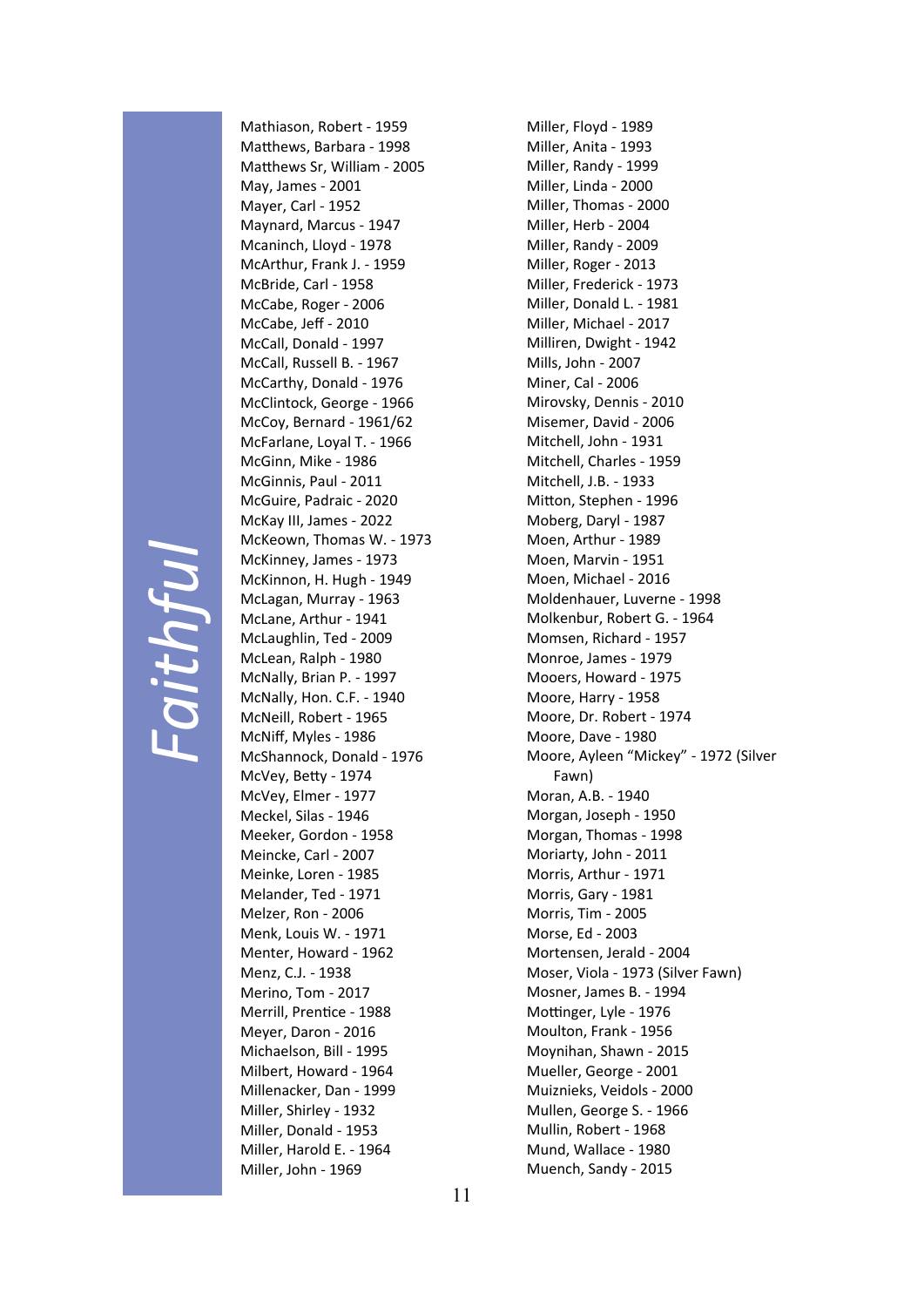*Faithful*

Mathiason, Robert - 1959
Matthews, Barbara - 1998
Matthews Sr, William - 2005
May, James - 2001
Mayer, Carl - 1952
Maynard, Marcus - 1947
Mcaninch, Lloyd - 1978
McArthur, Frank J. - 1959
McBride, Carl - 1958
McCabe, Roger - 2006
McCabe, Jeff - 2010
McCall, Donald - 1997
McCall, Russell B. - 1967
McCarthy, Donald - 1976
McClintock, George - 1966
McCoy, Bernard - 1961/62
McFarlane, Loyal T. - 1966
McGinn, Mike - 1986
McGinnis, Paul - 2011
McGuire, Padraic - 2020
McKay III, James - 2022
McKeown, Thomas W. - 1973
McKinney, James - 1973
McKinnon, H. Hugh - 1949
McLagan, Murray - 1963
McLane, Arthur - 1941
McLaughlin, Ted - 2009
McLean, Ralph - 1980
McNally, Brian P. - 1997
McNally, Hon. C.F. - 1940
McNeill, Robert - 1965
McNiff, Myles - 1986
McShannock, Donald - 1976
McVey, Betty - 1974
McVey, Elmer - 1977
Meckel, Silas - 1946
Meeker, Gordon - 1958
Meincke, Carl - 2007
Meinke, Loren - 1985
Melander, Ted - 1971
Melzer, Ron - 2006
Menk, Louis W. - 1971
Menter, Howard - 1962
Menz, C.J. - 1938
Merino, Tom - 2017
Merrill, Prentice - 1988
Meyer, Daron - 2016
Michaelson, Bill - 1995
Milbert, Howard - 1964
Millenacker, Dan - 1999
Miller, Shirley - 1932
Miller, Donald - 1953
Miller, Harold E. - 1964
Miller, John - 1969
Miller, Floyd - 1989
Miller, Anita - 1993
Miller, Randy - 1999
Miller, Linda - 2000
Miller, Thomas - 2000
Miller, Herb - 2004
Miller, Randy - 2009
Miller, Roger - 2013
Miller, Frederick - 1973
Miller, Donald L. - 1981
Miller, Michael - 2017
Milliren, Dwight - 1942
Mills, John - 2007
Miner, Cal - 2006
Mirovsky, Dennis - 2010
Misemer, David - 2006
Mitchell, John - 1931
Mitchell, Charles - 1959
Mitchell, J.B. - 1933
Mitton, Stephen - 1996
Moberg, Daryl - 1987
Moen, Arthur - 1989
Moen, Marvin - 1951
Moen, Michael - 2016
Moldenhauer, Luverne - 1998
Molkenbur, Robert G. - 1964
Momsen, Richard - 1957
Monroe, James - 1979
Mooers, Howard - 1975
Moore, Harry - 1958
Moore, Dr. Robert - 1974
Moore, Dave - 1980
Moore, Ayleen "Mickey" - 1972 (Silver Fawn)
Moran, A.B. - 1940
Morgan, Joseph - 1950
Morgan, Thomas - 1998
Moriarty, John - 2011
Morris, Arthur - 1971
Morris, Gary - 1981
Morris, Tim - 2005
Morse, Ed - 2003
Mortensen, Jerald - 2004
Moser, Viola - 1973 (Silver Fawn)
Mosner, James B. - 1994
Mottinger, Lyle - 1976
Moulton, Frank - 1956
Moynihan, Shawn - 2015
Mueller, George - 2001
Muiznieks, Veidols - 2000
Mullen, George S. - 1966
Mullin, Robert - 1968
Mund, Wallace - 1980
Muench, Sandy - 2015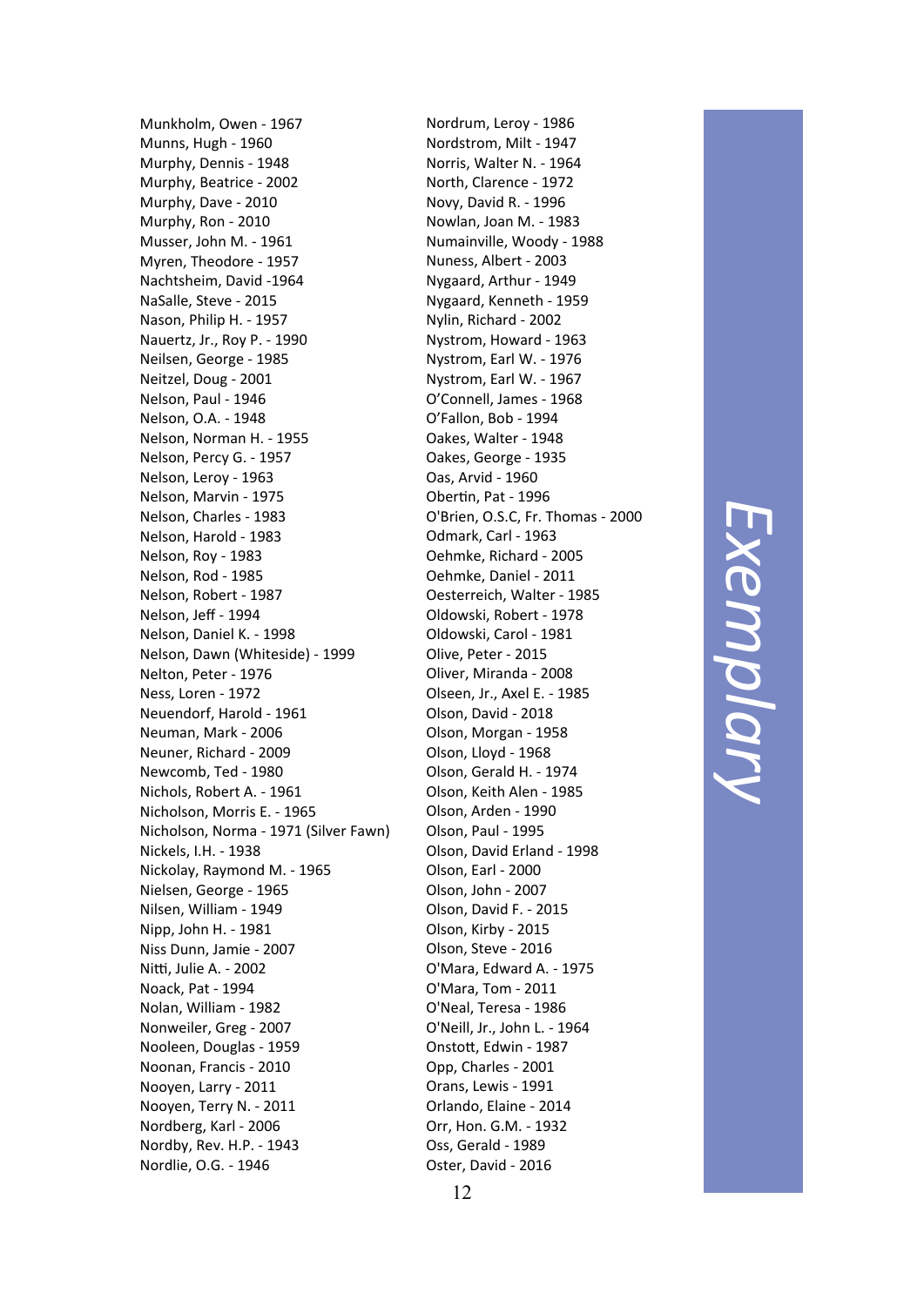Munkholm, Owen - 1967
Munns, Hugh - 1960
Murphy, Dennis - 1948
Murphy, Beatrice - 2002
Murphy, Dave - 2010
Murphy, Ron - 2010
Musser, John M. - 1961
Myren, Theodore - 1957
Nachtsheim, David -1964
NaSalle, Steve - 2015
Nason, Philip H. - 1957
Nauertz, Jr., Roy P. - 1990
Neilsen, George - 1985
Neitzel, Doug - 2001
Nelson, Paul - 1946
Nelson, O.A. - 1948
Nelson, Norman H. - 1955
Nelson, Percy G. - 1957
Nelson, Leroy - 1963
Nelson, Marvin - 1975
Nelson, Charles - 1983
Nelson, Harold - 1983
Nelson, Roy - 1983
Nelson, Rod - 1985
Nelson, Robert - 1987
Nelson, Jeff - 1994
Nelson, Daniel K. - 1998
Nelson, Dawn (Whiteside) - 1999
Nelton, Peter - 1976
Ness, Loren - 1972
Neuendorf, Harold - 1961
Neuman, Mark - 2006
Neuner, Richard - 2009
Newcomb, Ted - 1980
Nichols, Robert A. - 1961
Nicholson, Morris E. - 1965
Nicholson, Norma - 1971 (Silver Fawn)
Nickels, I.H. - 1938
Nickolay, Raymond M. - 1965
Nielsen, George - 1965
Nilsen, William - 1949
Nipp, John H. - 1981
Niss Dunn, Jamie - 2007
Nitti, Julie A. - 2002
Noack, Pat - 1994
Nolan, William - 1982
Nonweiler, Greg - 2007
Nooleen, Douglas - 1959
Noonan, Francis - 2010
Nooyen, Larry - 2011
Nooyen, Terry N. - 2011
Nordberg, Karl - 2006
Nordby, Rev. H.P. - 1943
Nordlie, O.G. - 1946
Nordrum, Leroy - 1986
Nordstrom, Milt - 1947
Norris, Walter N. - 1964
North, Clarence - 1972
Novy, David R. - 1996
Nowlan, Joan M. - 1983
Numainville, Woody - 1988
Nuness, Albert - 2003
Nygaard, Arthur - 1949
Nygaard, Kenneth - 1959
Nylin, Richard - 2002
Nystrom, Howard - 1963
Nystrom, Earl W. - 1976
Nystrom, Earl W. - 1967
O'Connell, James - 1968
O'Fallon, Bob - 1994
Oakes, Walter - 1948
Oakes, George - 1935
Oas, Arvid - 1960
Obertin, Pat - 1996
O'Brien, O.S.C, Fr. Thomas - 2000
Odmark, Carl - 1963
Oehmke, Richard - 2005
Oehmke, Daniel - 2011
Oesterreich, Walter - 1985
Oldowski, Robert - 1978
Oldowski, Carol - 1981
Olive, Peter - 2015
Oliver, Miranda - 2008
Olseen, Jr., Axel E. - 1985
Olson, David - 2018
Olson, Morgan - 1958
Olson, Lloyd - 1968
Olson, Gerald H. - 1974
Olson, Keith Alen - 1985
Olson, Arden - 1990
Olson, Paul - 1995
Olson, David Erland - 1998
Olson, Earl - 2000
Olson, John - 2007
Olson, David F. - 2015
Olson, Kirby - 2015
Olson, Steve - 2016
O'Mara, Edward A. - 1975
O'Mara, Tom - 2011
O'Neal, Teresa - 1986
O'Neill, Jr., John L. - 1964
Onstott, Edwin - 1987
Opp, Charles - 2001
Orans, Lewis - 1991
Orlando, Elaine - 2014
Orr, Hon. G.M. - 1932
Oss, Gerald - 1989
Oster, David - 2016

*Exemplary*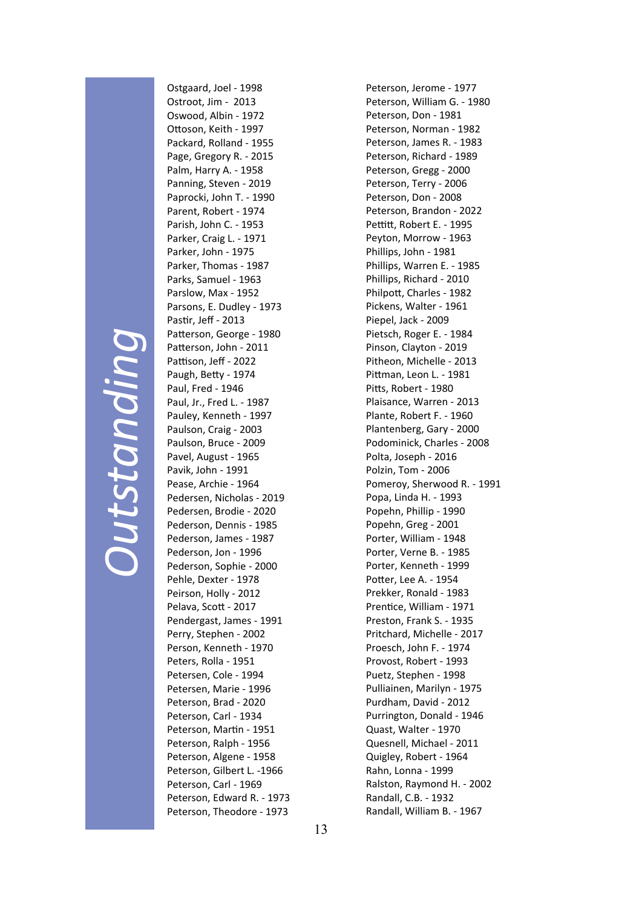*Outstanding*

Ostgaard, Joel - 1998
Ostroot, Jim - 2013
Oswood, Albin - 1972
Ottoson, Keith - 1997
Packard, Rolland - 1955
Page, Gregory R. - 2015
Palm, Harry A. - 1958
Panning, Steven - 2019
Paprocki, John T. - 1990
Parent, Robert - 1974
Parish, John C. - 1953
Parker, Craig L. - 1971
Parker, John - 1975
Parker, Thomas - 1987
Parks, Samuel - 1963
Parslow, Max - 1952
Parsons, E. Dudley - 1973
Pastir, Jeff - 2013
Patterson, George - 1980
Patterson, John - 2011
Pattison, Jeff - 2022
Paugh, Betty - 1974
Paul, Fred - 1946
Paul, Jr., Fred L. - 1987
Pauley, Kenneth - 1997
Paulson, Craig - 2003
Paulson, Bruce - 2009
Pavel, August - 1965
Pavik, John - 1991
Pease, Archie - 1964
Pedersen, Nicholas - 2019
Pedersen, Brodie - 2020
Pederson, Dennis - 1985
Pederson, James - 1987
Pederson, Jon - 1996
Pederson, Sophie - 2000
Pehle, Dexter - 1978
Peirson, Holly - 2012
Pelava, Scott - 2017
Pendergast, James - 1991
Perry, Stephen - 2002
Person, Kenneth - 1970
Peters, Rolla - 1951
Petersen, Cole - 1994
Petersen, Marie - 1996
Peterson, Brad - 2020
Peterson, Carl - 1934
Peterson, Martin - 1951
Peterson, Ralph - 1956
Peterson, Algene - 1958
Peterson, Gilbert L. -1966
Peterson, Carl - 1969
Peterson, Edward R. - 1973
Peterson, Theodore - 1973
Peterson, Jerome - 1977
Peterson, William G. - 1980
Peterson, Don - 1981
Peterson, Norman - 1982
Peterson, James R. - 1983
Peterson, Richard - 1989
Peterson, Gregg - 2000
Peterson, Terry - 2006
Peterson, Don - 2008
Peterson, Brandon - 2022
Pettitt, Robert E. - 1995
Peyton, Morrow - 1963
Phillips, John - 1981
Phillips, Warren E. - 1985
Phillips, Richard - 2010
Philpott, Charles - 1982
Pickens, Walter - 1961
Piepel, Jack - 2009
Pietsch, Roger E. - 1984
Pinson, Clayton - 2019
Pitheon, Michelle - 2013
Pittman, Leon L. - 1981
Pitts, Robert - 1980
Plaisance, Warren - 2013
Plante, Robert F. - 1960
Plantenberg, Gary - 2000
Podominick, Charles - 2008
Polta, Joseph - 2016
Polzin, Tom - 2006
Pomeroy, Sherwood R. - 1991
Popa, Linda H. - 1993
Popehn, Phillip - 1990
Popehn, Greg - 2001
Porter, William - 1948
Porter, Verne B. - 1985
Porter, Kenneth - 1999
Potter, Lee A. - 1954
Prekker, Ronald - 1983
Prentice, William - 1971
Preston, Frank S. - 1935
Pritchard, Michelle - 2017
Proesch, John F. - 1974
Provost, Robert - 1993
Puetz, Stephen - 1998
Pulliainen, Marilyn - 1975
Purdham, David - 2012
Purrington, Donald - 1946
Quast, Walter - 1970
Quesnell, Michael - 2011
Quigley, Robert - 1964
Rahn, Lonna - 1999
Ralston, Raymond H. - 2002
Randall, C.B. - 1932
Randall, William B. - 1967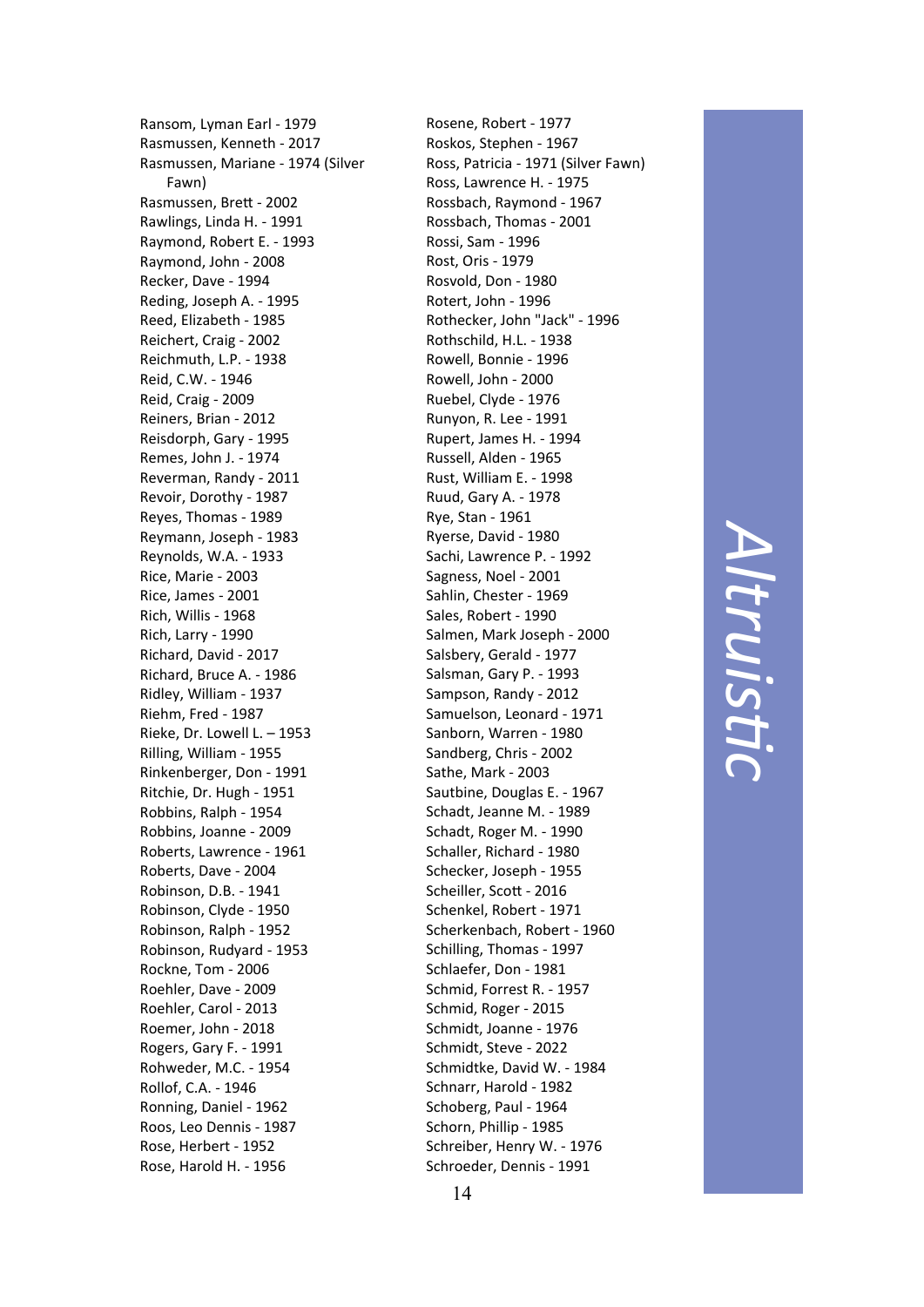Ransom, Lyman Earl - 1979
Rasmussen, Kenneth - 2017
Rasmussen, Mariane - 1974 (Silver Fawn)
Rasmussen, Brett - 2002
Rawlings, Linda H. - 1991
Raymond, Robert E. - 1993
Raymond, John - 2008
Recker, Dave - 1994
Reding, Joseph A. - 1995
Reed, Elizabeth - 1985
Reichert, Craig - 2002
Reichmuth, L.P. - 1938
Reid, C.W. - 1946
Reid, Craig - 2009
Reiners, Brian - 2012
Reisdorph, Gary - 1995
Remes, John J. - 1974
Reverman, Randy - 2011
Revoir, Dorothy - 1987
Reyes, Thomas - 1989
Reymann, Joseph - 1983
Reynolds, W.A. - 1933
Rice, Marie - 2003
Rice, James - 2001
Rich, Willis - 1968
Rich, Larry - 1990
Richard, David - 2017
Richard, Bruce A. - 1986
Ridley, William - 1937
Riehm, Fred - 1987
Rieke, Dr. Lowell L. – 1953
Rilling, William - 1955
Rinkenberger, Don - 1991
Ritchie, Dr. Hugh - 1951
Robbins, Ralph - 1954
Robbins, Joanne - 2009
Roberts, Lawrence - 1961
Roberts, Dave - 2004
Robinson, D.B. - 1941
Robinson, Clyde - 1950
Robinson, Ralph - 1952
Robinson, Rudyard - 1953
Rockne, Tom - 2006
Roehler, Dave - 2009
Roehler, Carol - 2013
Roemer, John - 2018
Rogers, Gary F. - 1991
Rohweder, M.C. - 1954
Rollof, C.A. - 1946
Ronning, Daniel - 1962
Roos, Leo Dennis - 1987
Rose, Herbert - 1952
Rose, Harold H. - 1956
Rosene, Robert - 1977
Roskos, Stephen - 1967
Ross, Patricia - 1971 (Silver Fawn)
Ross, Lawrence H. - 1975
Rossbach, Raymond - 1967
Rossbach, Thomas - 2001
Rossi, Sam - 1996
Rost, Oris - 1979
Rosvold, Don - 1980
Rotert, John - 1996
Rothecker, John "Jack" - 1996
Rothschild, H.L. - 1938
Rowell, Bonnie - 1996
Rowell, John - 2000
Ruebel, Clyde - 1976
Runyon, R. Lee - 1991
Rupert, James H. - 1994
Russell, Alden - 1965
Rust, William E. - 1998
Ruud, Gary A. - 1978
Rye, Stan - 1961
Ryerse, David - 1980
Sachi, Lawrence P. - 1992
Sagness, Noel - 2001
Sahlin, Chester - 1969
Sales, Robert - 1990
Salmen, Mark Joseph - 2000
Salsbery, Gerald - 1977
Salsman, Gary P. - 1993
Sampson, Randy - 2012
Samuelson, Leonard - 1971
Sanborn, Warren - 1980
Sandberg, Chris - 2002
Sathe, Mark - 2003
Sautbine, Douglas E. - 1967
Schadt, Jeanne M. - 1989
Schadt, Roger M. - 1990
Schaller, Richard - 1980
Schecker, Joseph - 1955
Scheiller, Scott - 2016
Schenkel, Robert - 1971
Scherkenbach, Robert - 1960
Schilling, Thomas - 1997
Schlaefer, Don - 1981
Schmid, Forrest R. - 1957
Schmid, Roger - 2015
Schmidt, Joanne - 1976
Schmidt, Steve - 2022
Schmidtke, David W. - 1984
Schnarr, Harold - 1982
Schoberg, Paul - 1964
Schorn, Phillip - 1985
Schreiber, Henry W. - 1976
Schroeder, Dennis - 1991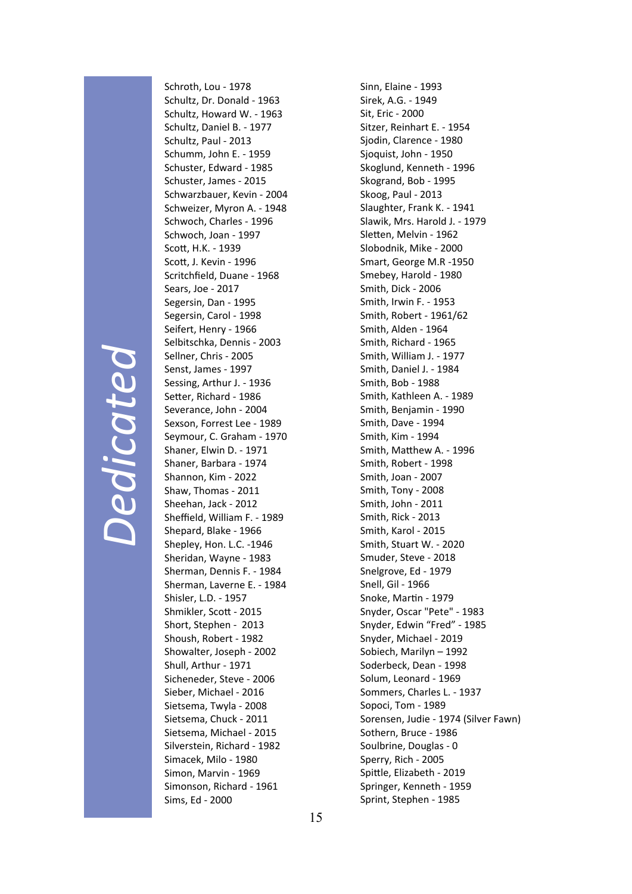# Dedicated

Schroth, Lou - 1978
Schultz, Dr. Donald - 1963
Schultz, Howard W. - 1963
Schultz, Daniel B. - 1977
Schultz, Paul - 2013
Schumm, John E. - 1959
Schuster, Edward - 1985
Schuster, James - 2015
Schwarzbauer, Kevin - 2004
Schweizer, Myron A. - 1948
Schwoch, Charles - 1996
Schwoch, Joan - 1997
Scott, H.K. - 1939
Scott, J. Kevin - 1996
Scritchfield, Duane - 1968
Sears, Joe - 2017
Segersin, Dan - 1995
Segersin, Carol - 1998
Seifert, Henry - 1966
Selbitschka, Dennis - 2003
Sellner, Chris - 2005
Senst, James - 1997
Sessing, Arthur J. - 1936
Setter, Richard - 1986
Severance, John - 2004
Sexson, Forrest Lee - 1989
Seymour, C. Graham - 1970
Shaner, Elwin D. - 1971
Shaner, Barbara - 1974
Shannon, Kim - 2022
Shaw, Thomas - 2011
Sheehan, Jack - 2012
Sheffield, William F. - 1989
Shepard, Blake - 1966
Shepley, Hon. L.C. -1946
Sheridan, Wayne - 1983
Sherman, Dennis F. - 1984
Sherman, Laverne E. - 1984
Shisler, L.D. - 1957
Shmikler, Scott - 2015
Short, Stephen - 2013
Shoush, Robert - 1982
Showalter, Joseph - 2002
Shull, Arthur - 1971
Sicheneder, Steve - 2006
Sieber, Michael - 2016
Sietsema, Twyla - 2008
Sietsema, Chuck - 2011
Sietsema, Michael - 2015
Silverstein, Richard - 1982
Simacek, Milo - 1980
Simon, Marvin - 1969
Simonson, Richard - 1961
Sims, Ed - 2000
Sinn, Elaine - 1993
Sirek, A.G. - 1949
Sit, Eric - 2000
Sitzer, Reinhart E. - 1954
Sjodin, Clarence - 1980
Sjoquist, John - 1950
Skoglund, Kenneth - 1996
Skogrand, Bob - 1995
Skoog, Paul - 2013
Slaughter, Frank K. - 1941
Slawik, Mrs. Harold J. - 1979
Sletten, Melvin - 1962
Slobodnik, Mike - 2000
Smart, George M.R -1950
Smebey, Harold - 1980
Smith, Dick - 2006
Smith, Irwin F. - 1953
Smith, Robert - 1961/62
Smith, Alden - 1964
Smith, Richard - 1965
Smith, William J. - 1977
Smith, Daniel J. - 1984
Smith, Bob - 1988
Smith, Kathleen A. - 1989
Smith, Benjamin - 1990
Smith, Dave - 1994
Smith, Kim - 1994
Smith, Matthew A. - 1996
Smith, Robert - 1998
Smith, Joan - 2007
Smith, Tony - 2008
Smith, John - 2011
Smith, Rick - 2013
Smith, Karol - 2015
Smith, Stuart W. - 2020
Smuder, Steve - 2018
Snelgrove, Ed - 1979
Snell, Gil - 1966
Snoke, Martin - 1979
Snyder, Oscar "Pete" - 1983
Snyder, Edwin “Fred” - 1985
Snyder, Michael - 2019
Sobiech, Marilyn – 1992
Soderbeck, Dean - 1998
Solum, Leonard - 1969
Sommers, Charles L. - 1937
Sopoci, Tom - 1989
Sorensen, Judie - 1974 (Silver Fawn)
Sothern, Bruce - 1986
Soulbrine, Douglas - 0
Sperry, Rich - 2005
Spittle, Elizabeth - 2019
Springer, Kenneth - 1959
Sprint, Stephen - 1985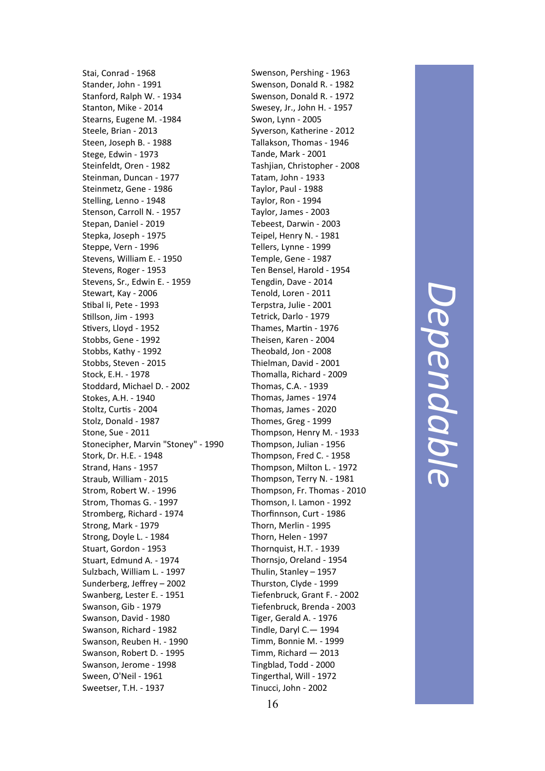Stai, Conrad - 1968
Stander, John - 1991
Stanford, Ralph W. - 1934
Stanton, Mike - 2014
Stearns, Eugene M. -1984
Steele, Brian - 2013
Steen, Joseph B. - 1988
Stege, Edwin - 1973
Steinfeldt, Oren - 1982
Steinman, Duncan - 1977
Steinmetz, Gene - 1986
Stelling, Lenno - 1948
Stenson, Carroll N. - 1957
Stepan, Daniel - 2019
Stepka, Joseph - 1975
Steppe, Vern - 1996
Stevens, William E. - 1950
Stevens, Roger - 1953
Stevens, Sr., Edwin E. - 1959
Stewart, Kay - 2006
Stibal Ii, Pete - 1993
Stillson, Jim - 1993
Stivers, Lloyd - 1952
Stobbs, Gene - 1992
Stobbs, Kathy - 1992
Stobbs, Steven - 2015
Stock, E.H. - 1978
Stoddard, Michael D. - 2002
Stokes, A.H. - 1940
Stoltz, Curtis - 2004
Stolz, Donald - 1987
Stone, Sue - 2011
Stonecipher, Marvin "Stoney" - 1990
Stork, Dr. H.E. - 1948
Strand, Hans - 1957
Straub, William - 2015
Strom, Robert W. - 1996
Strom, Thomas G. - 1997
Stromberg, Richard - 1974
Strong, Mark - 1979
Strong, Doyle L. - 1984
Stuart, Gordon - 1953
Stuart, Edmund A. - 1974
Sulzbach, William L. - 1997
Sunderberg, Jeffrey – 2002
Swanberg, Lester E. - 1951
Swanson, Gib - 1979
Swanson, David - 1980
Swanson, Richard - 1982
Swanson, Reuben H. - 1990
Swanson, Robert D. - 1995
Swanson, Jerome - 1998
Sween, O'Neil - 1961
Sweetser, T.H. - 1937
Swenson, Pershing - 1963
Swenson, Donald R. - 1982
Swenson, Donald R. - 1972
Swesey, Jr., John H. - 1957
Swon, Lynn - 2005
Syverson, Katherine - 2012
Tallakson, Thomas - 1946
Tande, Mark - 2001
Tashjian, Christopher - 2008
Tatam, John - 1933
Taylor, Paul - 1988
Taylor, Ron - 1994
Taylor, James - 2003
Tebeest, Darwin - 2003
Teipel, Henry N. - 1981
Tellers, Lynne - 1999
Temple, Gene - 1987
Ten Bensel, Harold - 1954
Tengdin, Dave - 2014
Tenold, Loren - 2011
Terpstra, Julie - 2001
Tetrick, Darlo - 1979
Thames, Martin - 1976
Theisen, Karen - 2004
Theobald, Jon - 2008
Thielman, David - 2001
Thomalla, Richard - 2009
Thomas, C.A. - 1939
Thomas, James - 1974
Thomas, James - 2020
Thomes, Greg - 1999
Thompson, Henry M. - 1933
Thompson, Julian - 1956
Thompson, Fred C. - 1958
Thompson, Milton L. - 1972
Thompson, Terry N. - 1981
Thompson, Fr. Thomas - 2010
Thomson, I. Lamon - 1992
Thorfinnson, Curt - 1986
Thorn, Merlin - 1995
Thorn, Helen - 1997
Thornquist, H.T. - 1939
Thornsjo, Oreland - 1954
Thulin, Stanley – 1957
Thurston, Clyde - 1999
Tiefenbruck, Grant F. - 2002
Tiefenbruck, Brenda - 2003
Tiger, Gerald A. - 1976
Tindle, Daryl C.— 1994
Timm, Bonnie M. - 1999
Timm, Richard — 2013
Tingblad, Todd - 2000
Tingerthal, Will - 1972
Tinucci, John - 2002

*Dependable*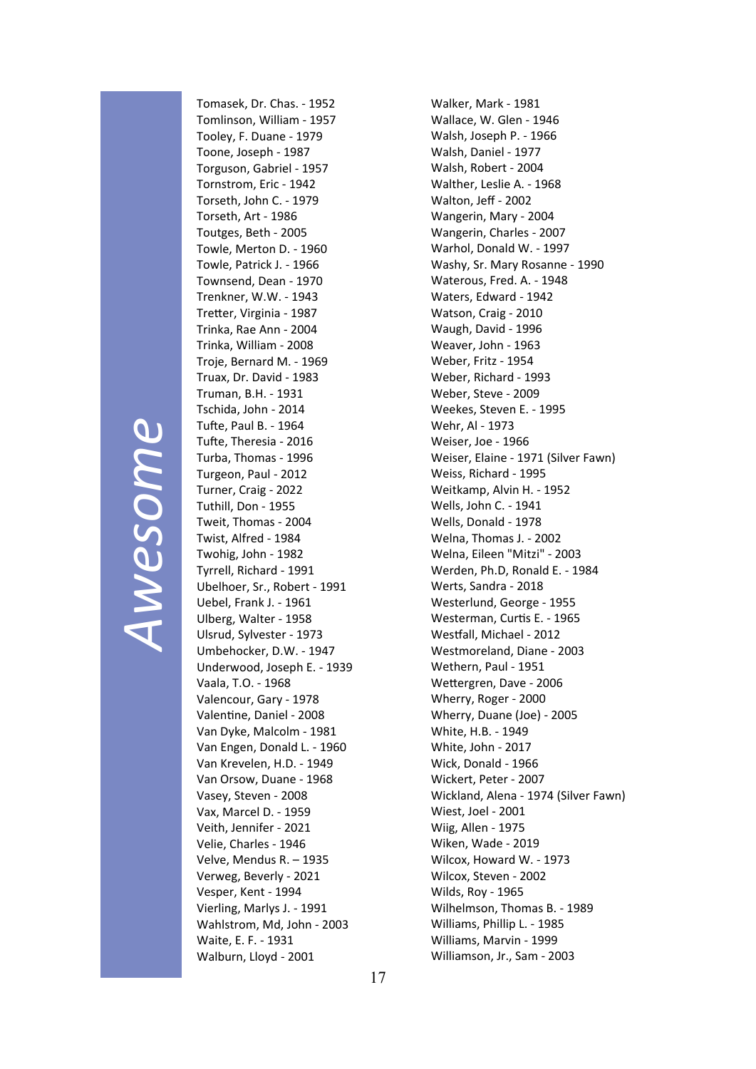*Awesome*

Tomasek, Dr. Chas. - 1952
Tomlinson, William - 1957
Tooley, F. Duane - 1979
Toone, Joseph - 1987
Torguson, Gabriel - 1957
Tornstrom, Eric - 1942
Torseth, John C. - 1979
Torseth, Art - 1986
Toutges, Beth - 2005
Towle, Merton D. - 1960
Towle, Patrick J. - 1966
Townsend, Dean - 1970
Trenkner, W.W. - 1943
Tretter, Virginia - 1987
Trinka, Rae Ann - 2004
Trinka, William - 2008
Troje, Bernard M. - 1969
Truax, Dr. David - 1983
Truman, B.H. - 1931
Tschida, John - 2014
Tufte, Paul B. - 1964
Tufte, Theresia - 2016
Turba, Thomas - 1996
Turgeon, Paul - 2012
Turner, Craig - 2022
Tuthill, Don - 1955
Tweit, Thomas - 2004
Twist, Alfred - 1984
Twohig, John - 1982
Tyrrell, Richard - 1991
Ubelhoer, Sr., Robert - 1991
Uebel, Frank J. - 1961
Ulberg, Walter - 1958
Ulsrud, Sylvester - 1973
Umbehocker, D.W. - 1947
Underwood, Joseph E. - 1939
Vaala, T.O. - 1968
Valencour, Gary - 1978
Valentine, Daniel - 2008
Van Dyke, Malcolm - 1981
Van Engen, Donald L. - 1960
Van Krevelen, H.D. - 1949
Van Orsow, Duane - 1968
Vasey, Steven - 2008
Vax, Marcel D. - 1959
Veith, Jennifer - 2021
Velie, Charles - 1946
Velve, Mendus R. – 1935
Verweg, Beverly - 2021
Vesper, Kent - 1994
Vierling, Marlys J. - 1991
Wahlstrom, Md, John - 2003
Waite, E. F. - 1931
Walburn, Lloyd - 2001
Walker, Mark - 1981
Wallace, W. Glen - 1946
Walsh, Joseph P. - 1966
Walsh, Daniel - 1977
Walsh, Robert - 2004
Walther, Leslie A. - 1968
Walton, Jeff - 2002
Wangerin, Mary - 2004
Wangerin, Charles - 2007
Warhol, Donald W. - 1997
Washy, Sr. Mary Rosanne - 1990
Waterous, Fred. A. - 1948
Waters, Edward - 1942
Watson, Craig - 2010
Waugh, David - 1996
Weaver, John - 1963
Weber, Fritz - 1954
Weber, Richard - 1993
Weber, Steve - 2009
Weekes, Steven E. - 1995
Wehr, Al - 1973
Weiser, Joe - 1966
Weiser, Elaine - 1971 (Silver Fawn)
Weiss, Richard - 1995
Weitkamp, Alvin H. - 1952
Wells, John C. - 1941
Wells, Donald - 1978
Welna, Thomas J. - 2002
Welna, Eileen "Mitzi" - 2003
Werden, Ph.D, Ronald E. - 1984
Werts, Sandra - 2018
Westerlund, George - 1955
Westerman, Curtis E. - 1965
Westfall, Michael - 2012
Westmoreland, Diane - 2003
Wethern, Paul - 1951
Wettergren, Dave - 2006
Wherry, Roger - 2000
Wherry, Duane (Joe) - 2005
White, H.B. - 1949
White, John - 2017
Wick, Donald - 1966
Wickert, Peter - 2007
Wickland, Alena - 1974 (Silver Fawn)
Wiest, Joel - 2001
Wiig, Allen - 1975
Wiken, Wade - 2019
Wilcox, Howard W. - 1973
Wilcox, Steven - 2002
Wilds, Roy - 1965
Wilhelmson, Thomas B. - 1989
Williams, Phillip L. - 1985
Williams, Marvin - 1999
Williamson, Jr., Sam - 2003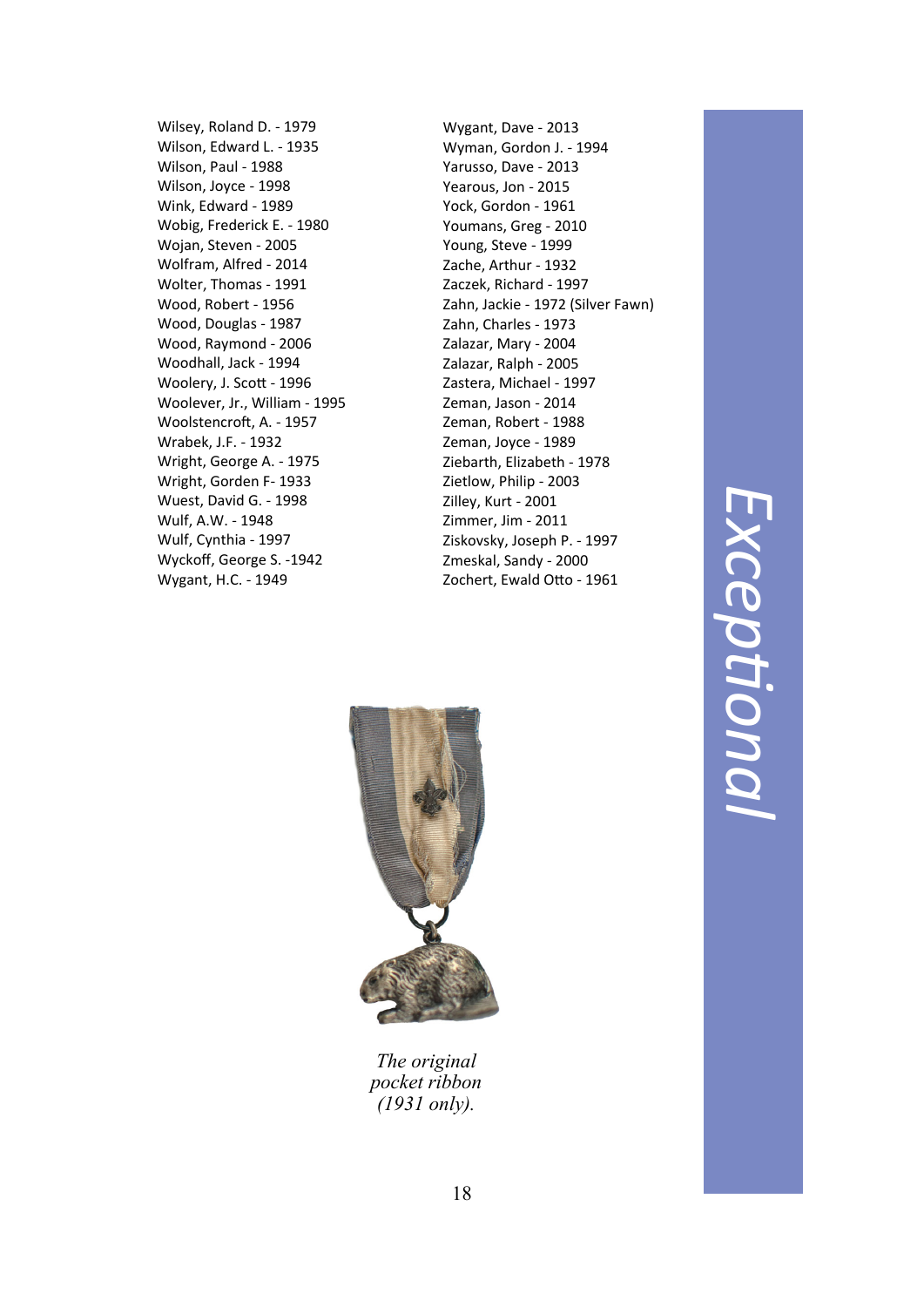Wilsey, Roland D. - 1979
Wilson, Edward L. - 1935
Wilson, Paul - 1988
Wilson, Joyce - 1998
Wink, Edward - 1989
Wobig, Frederick E. - 1980
Wojan, Steven - 2005
Wolfram, Alfred - 2014
Wolter, Thomas - 1991
Wood, Robert - 1956
Wood, Douglas - 1987
Wood, Raymond - 2006
Woodhall, Jack - 1994
Woolery, J. Scott - 1996
Woolever, Jr., William - 1995
Woolstencroft, A. - 1957
Wrabek, J.F. - 1932
Wright, George A. - 1975
Wright, Gorden F- 1933
Wuest, David G. - 1998
Wulf, A.W. - 1948
Wulf, Cynthia - 1997
Wyckoff, George S. -1942
Wygant, H.C. - 1949
Wygant, Dave - 2013
Wyman, Gordon J. - 1994
Yarusso, Dave - 2013
Yearous, Jon - 2015
Yock, Gordon - 1961
Youmans, Greg - 2010
Young, Steve - 1999
Zache, Arthur - 1932
Zaczek, Richard - 1997
Zahn, Jackie - 1972 (Silver Fawn)
Zahn, Charles - 1973
Zalazar, Mary - 2004
Zalazar, Ralph - 2005
Zastera, Michael - 1997
Zeman, Jason - 2014
Zeman, Robert - 1988
Zeman, Joyce - 1989
Ziebarth, Elizabeth - 1978
Zietlow, Philip - 2003
Zilley, Kurt - 2001
Zimmer, Jim - 2011
Ziskovsky, Joseph P. - 1997
Zmeskal, Sandy - 2000
Zochert, Ewald Otto - 1961

*The original pocket ribbon (1931 only).*

*Exceptional*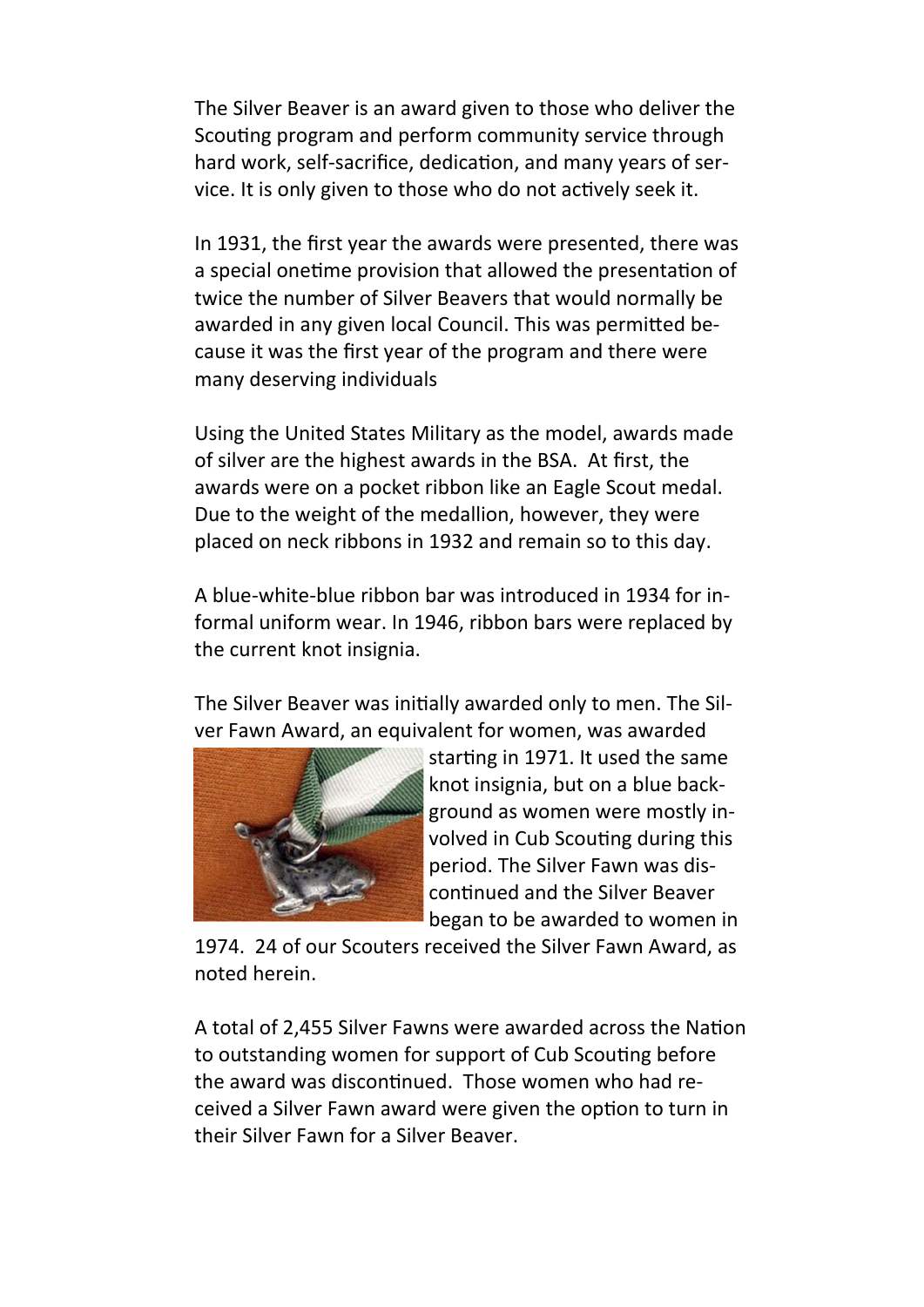The Silver Beaver is an award given to those who deliver the Scouting program and perform community service through hard work, self-sacrifice, dedication, and many years of service. It is only given to those who do not actively seek it.

In 1931, the first year the awards were presented, there was a special onetime provision that allowed the presentation of twice the number of Silver Beavers that would normally be awarded in any given local Council. This was permitted because it was the first year of the program and there were many deserving individuals

Using the United States Military as the model, awards made of silver are the highest awards in the BSA. At first, the awards were on a pocket ribbon like an Eagle Scout medal. Due to the weight of the medallion, however, they were placed on neck ribbons in 1932 and remain so to this day.

A blue-white-blue ribbon bar was introduced in 1934 for informal uniform wear. In 1946, ribbon bars were replaced by the current knot insignia.

The Silver Beaver was initially awarded only to men. The Silver Fawn Award, an equivalent for women, was awarded starting in 1971. It used the same knot insignia, but on a blue background as women were mostly involved in Cub Scouting during this period. The Silver Fawn was discontinued and the Silver Beaver began to be awarded to women in 1974. 24 of our Scouters received the Silver Fawn Award, as noted herein.

A total of 2,455 Silver Fawns were awarded across the Nation to outstanding women for support of Cub Scouting before the award was discontinued. Those women who had received a Silver Fawn award were given the option to turn in their Silver Fawn for a Silver Beaver.